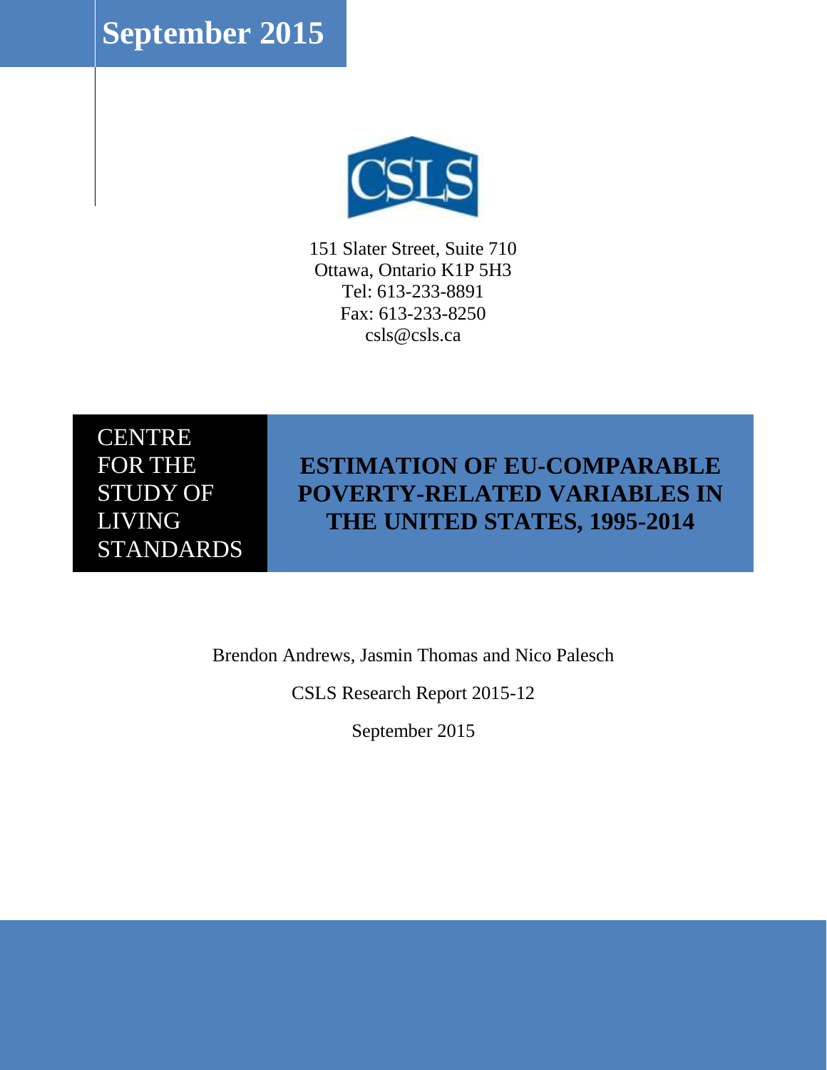**September 2015**

CSLS

151 Slater Street, Suite 710
Ottawa, Ontario K1P 5H3
Tel: 613-233-8891
Fax: 613-233-8250
csls@csls.ca

CENTRE FOR THE STUDY OF LIVING STANDARDS

# ESTIMATION OF EU-COMPARABLE POVERTY-RELATED VARIABLES IN THE UNITED STATES, 1995-2014

Brendon Andrews, Jasmin Thomas and Nico Palesch

CSLS Research Report 2015-12

September 2015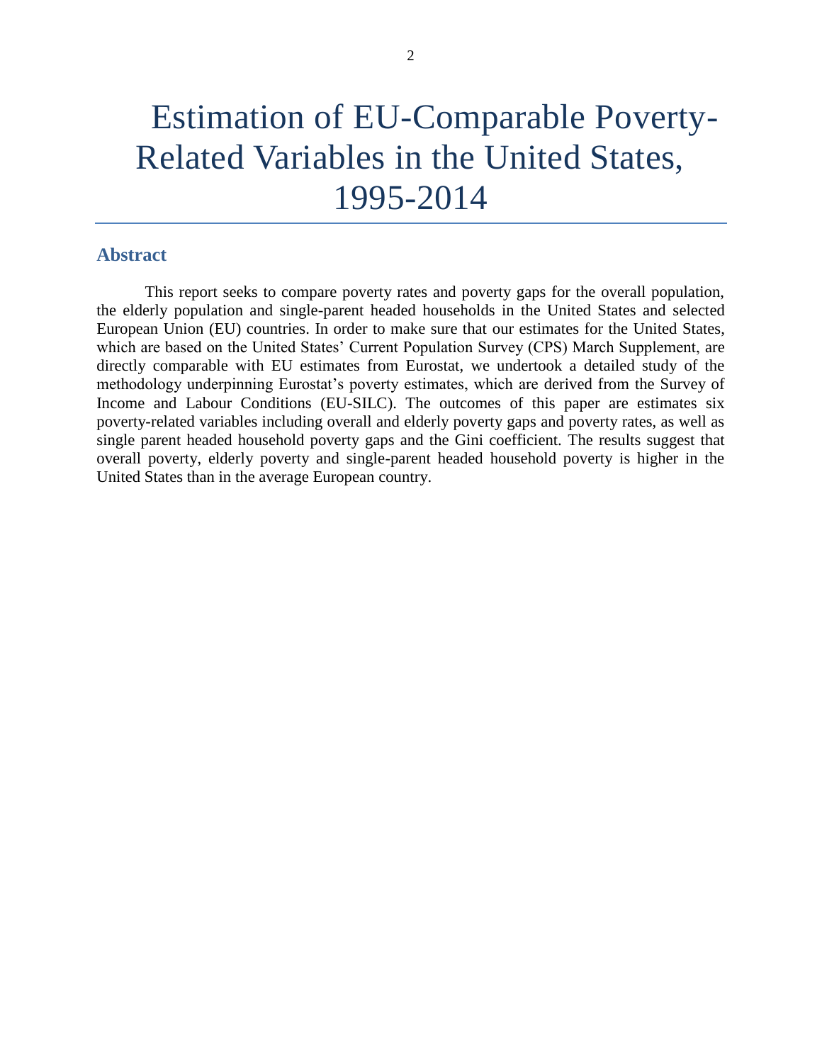# Estimation of EU-Comparable Poverty-Related Variables in the United States, 1995-2014

## Abstract

This report seeks to compare poverty rates and poverty gaps for the overall population, the elderly population and single-parent headed households in the United States and selected European Union (EU) countries. In order to make sure that our estimates for the United States, which are based on the United States' Current Population Survey (CPS) March Supplement, are directly comparable with EU estimates from Eurostat, we undertook a detailed study of the methodology underpinning Eurostat's poverty estimates, which are derived from the Survey of Income and Labour Conditions (EU-SILC). The outcomes of this paper are estimates six poverty-related variables including overall and elderly poverty gaps and poverty rates, as well as single parent headed household poverty gaps and the Gini coefficient. The results suggest that overall poverty, elderly poverty and single-parent headed household poverty is higher in the United States than in the average European country.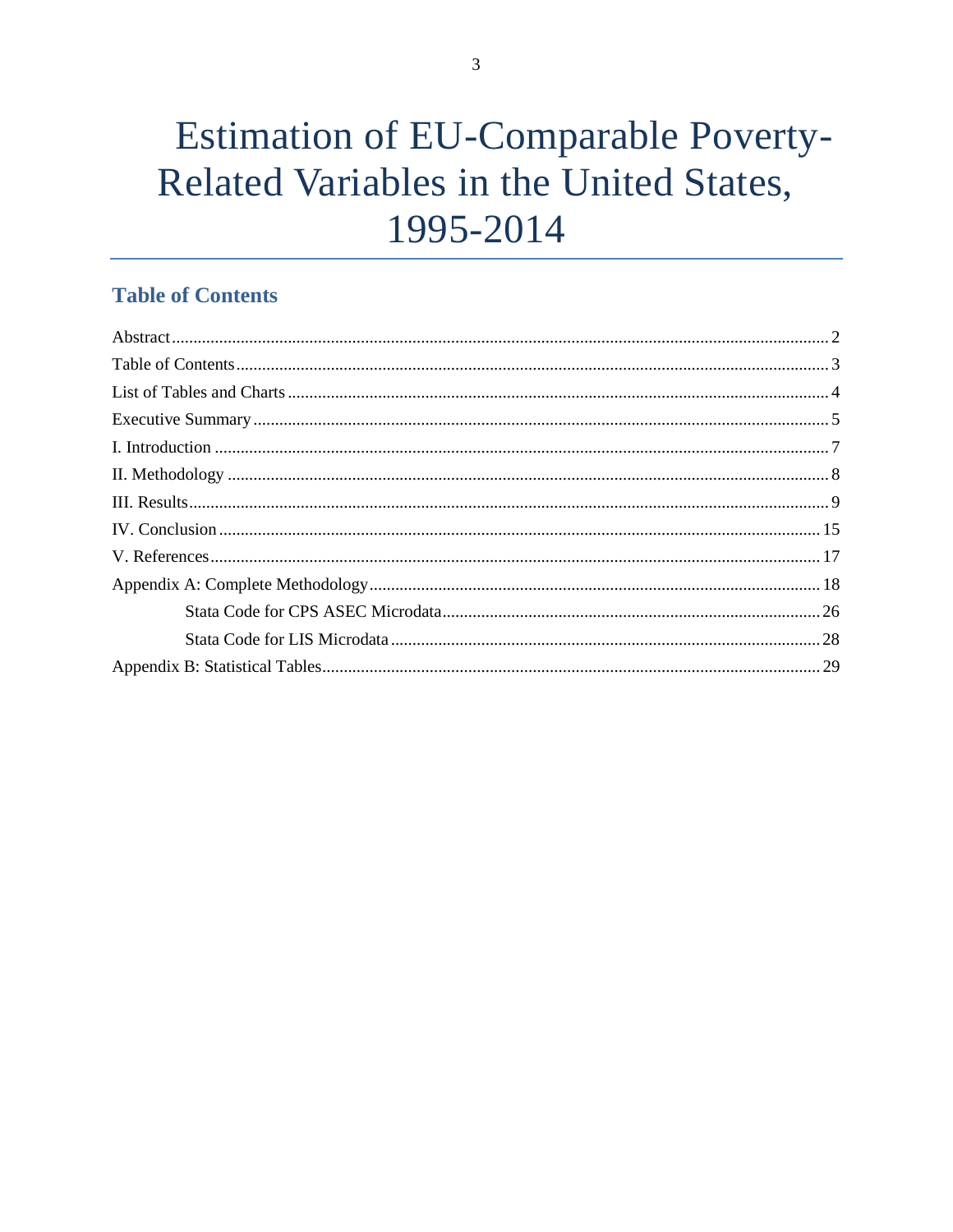# Estimation of EU-Comparable Poverty-Related Variables in the United States, 1995-2014

## Table of Contents

Abstract ........ 2

Table of Contents ........ 3

List of Tables and Charts ........ 4

Executive Summary ........ 5

I. Introduction ........ 7

II. Methodology ........ 8

III. Results ........ 9

IV. Conclusion ........ 15

V. References ........ 17

Appendix A: Complete Methodology ........ 18

- Stata Code for CPS ASEC Microdata ........ 26
- Stata Code for LIS Microdata ........ 28

Appendix B: Statistical Tables ........ 29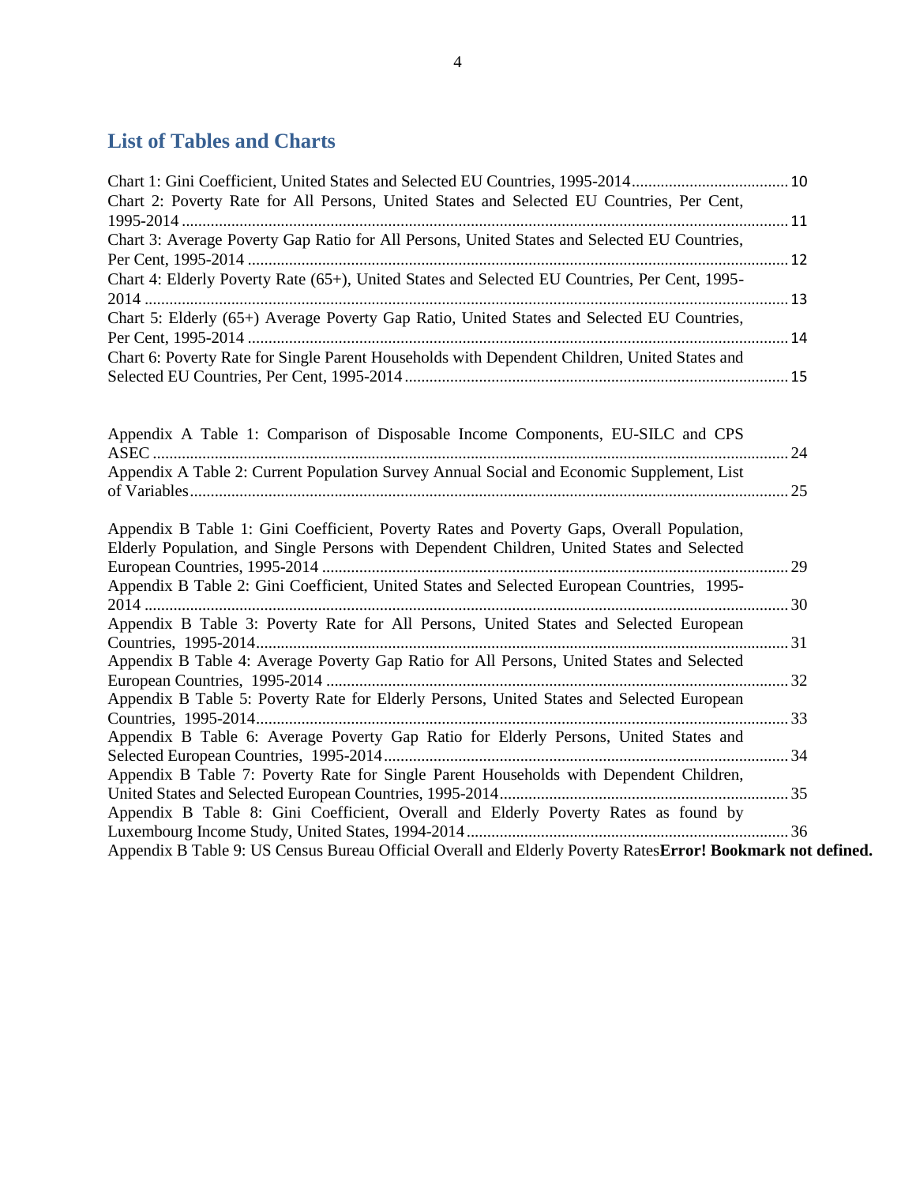## List of Tables and Charts

Chart 1: Gini Coefficient, United States and Selected EU Countries, 1995-2014 ..................................... 10

Chart 2: Poverty Rate for All Persons, United States and Selected EU Countries, Per Cent, 1995-2014 ........................................................................................................................................ 11

Chart 3: Average Poverty Gap Ratio for All Persons, United States and Selected EU Countries, Per Cent, 1995-2014 ......................................................................................................................... 12

Chart 4: Elderly Poverty Rate (65+), United States and Selected EU Countries, Per Cent, 1995-2014 ................................................................................................................................................ 13

Chart 5: Elderly (65+) Average Poverty Gap Ratio, United States and Selected EU Countries, Per Cent, 1995-2014 ......................................................................................................................... 14

Chart 6: Poverty Rate for Single Parent Households with Dependent Children, United States and Selected EU Countries, Per Cent, 1995-2014 ............................................................................... 15

Appendix A Table 1: Comparison of Disposable Income Components, EU-SILC and CPS ASEC ............................................................................................................................................... 24

Appendix A Table 2: Current Population Survey Annual Social and Economic Supplement, List of Variables ...................................................................................................................................... 25

Appendix B Table 1: Gini Coefficient, Poverty Rates and Poverty Gaps, Overall Population, Elderly Population, and Single Persons with Dependent Children, United States and Selected European Countries, 1995-2014 ................................................................................................. 29

Appendix B Table 2: Gini Coefficient, United States and Selected European Countries, 1995-2014 ................................................................................................................................................ 30

Appendix B Table 3: Poverty Rate for All Persons, United States and Selected European Countries, 1995-2014 ..................................................................................................................... 31

Appendix B Table 4: Average Poverty Gap Ratio for All Persons, United States and Selected European Countries, 1995-2014 ................................................................................................. 32

Appendix B Table 5: Poverty Rate for Elderly Persons, United States and Selected European Countries, 1995-2014 ..................................................................................................................... 33

Appendix B Table 6: Average Poverty Gap Ratio for Elderly Persons, United States and Selected European Countries, 1995-2014 ................................................................................... 34

Appendix B Table 7: Poverty Rate for Single Parent Households with Dependent Children, United States and Selected European Countries, 1995-2014 ...................................................... 35

Appendix B Table 8: Gini Coefficient, Overall and Elderly Poverty Rates as found by Luxembourg Income Study, United States, 1994-2014 .............................................................. 36

Appendix B Table 9: US Census Bureau Official Overall and Elderly Poverty Rates**Error! Bookmark not defined.**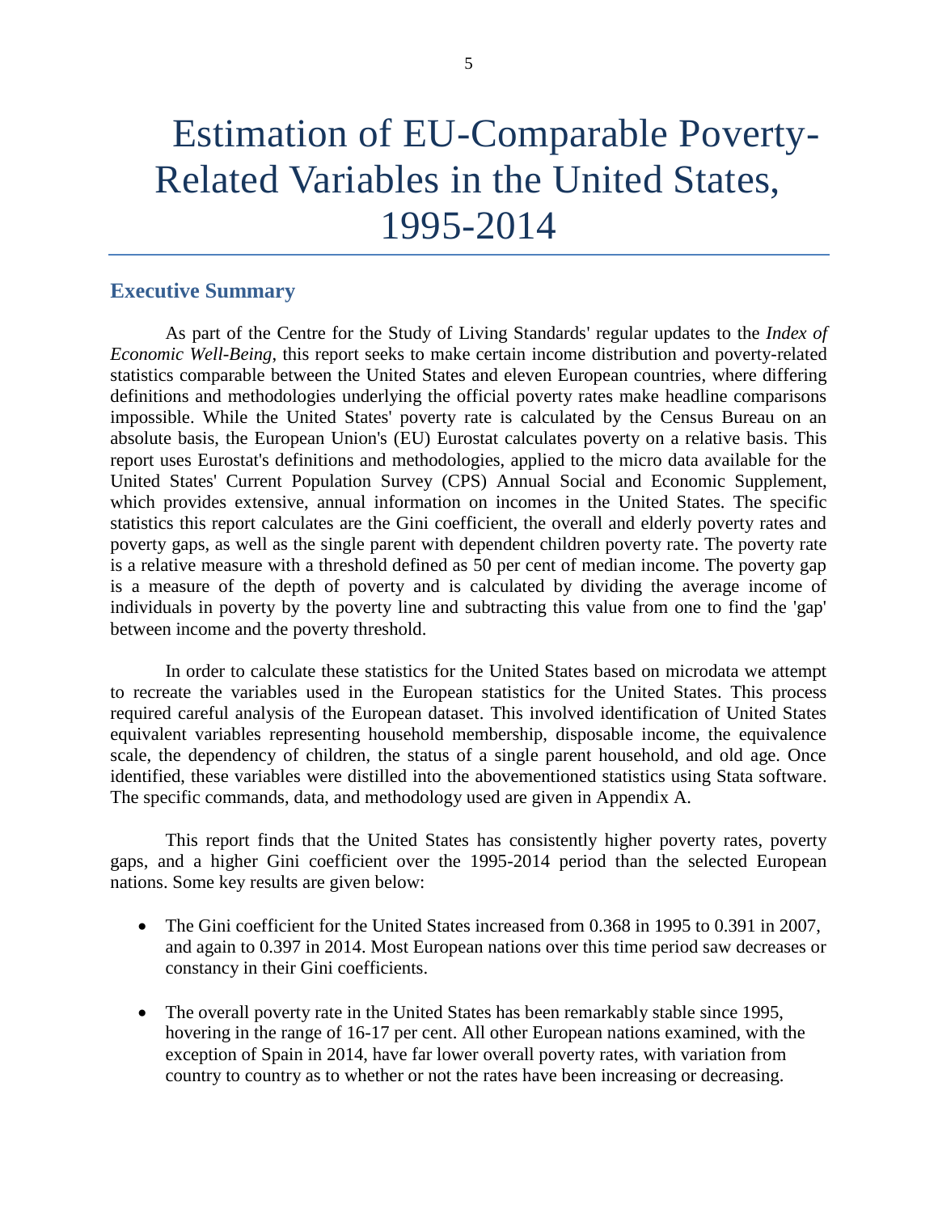# Estimation of EU-Comparable Poverty-Related Variables in the United States, 1995-2014

## Executive Summary

As part of the Centre for the Study of Living Standards' regular updates to the *Index of Economic Well-Being*, this report seeks to make certain income distribution and poverty-related statistics comparable between the United States and eleven European countries, where differing definitions and methodologies underlying the official poverty rates make headline comparisons impossible. While the United States' poverty rate is calculated by the Census Bureau on an absolute basis, the European Union's (EU) Eurostat calculates poverty on a relative basis. This report uses Eurostat's definitions and methodologies, applied to the micro data available for the United States' Current Population Survey (CPS) Annual Social and Economic Supplement, which provides extensive, annual information on incomes in the United States. The specific statistics this report calculates are the Gini coefficient, the overall and elderly poverty rates and poverty gaps, as well as the single parent with dependent children poverty rate. The poverty rate is a relative measure with a threshold defined as 50 per cent of median income. The poverty gap is a measure of the depth of poverty and is calculated by dividing the average income of individuals in poverty by the poverty line and subtracting this value from one to find the 'gap' between income and the poverty threshold.

In order to calculate these statistics for the United States based on microdata we attempt to recreate the variables used in the European statistics for the United States. This process required careful analysis of the European dataset. This involved identification of United States equivalent variables representing household membership, disposable income, the equivalence scale, the dependency of children, the status of a single parent household, and old age. Once identified, these variables were distilled into the abovementioned statistics using Stata software. The specific commands, data, and methodology used are given in Appendix A.

This report finds that the United States has consistently higher poverty rates, poverty gaps, and a higher Gini coefficient over the 1995-2014 period than the selected European nations. Some key results are given below:

- The Gini coefficient for the United States increased from 0.368 in 1995 to 0.391 in 2007, and again to 0.397 in 2014. Most European nations over this time period saw decreases or constancy in their Gini coefficients.

- The overall poverty rate in the United States has been remarkably stable since 1995, hovering in the range of 16-17 per cent. All other European nations examined, with the exception of Spain in 2014, have far lower overall poverty rates, with variation from country to country as to whether or not the rates have been increasing or decreasing.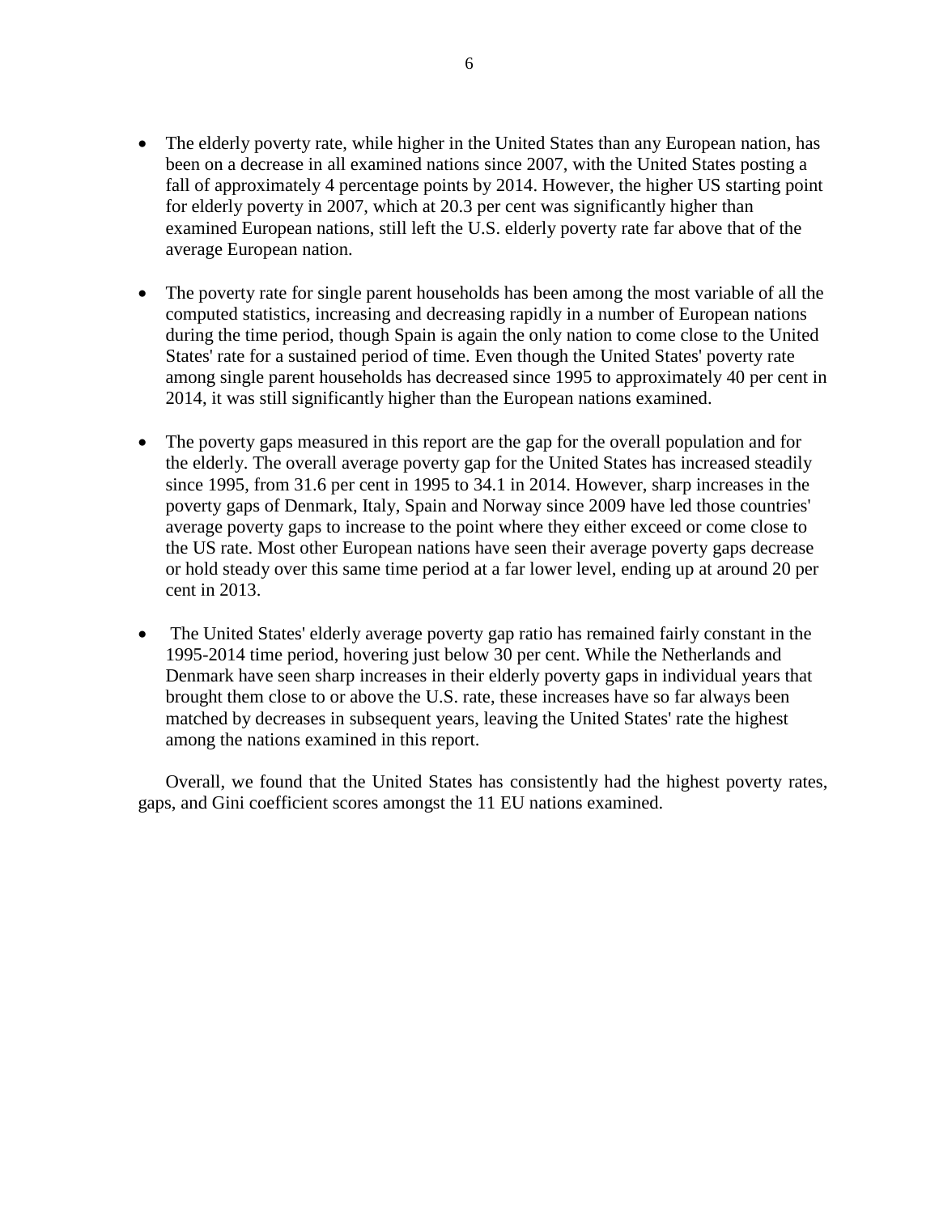- The elderly poverty rate, while higher in the United States than any European nation, has been on a decrease in all examined nations since 2007, with the United States posting a fall of approximately 4 percentage points by 2014. However, the higher US starting point for elderly poverty in 2007, which at 20.3 per cent was significantly higher than examined European nations, still left the U.S. elderly poverty rate far above that of the average European nation.

- The poverty rate for single parent households has been among the most variable of all the computed statistics, increasing and decreasing rapidly in a number of European nations during the time period, though Spain is again the only nation to come close to the United States' rate for a sustained period of time. Even though the United States' poverty rate among single parent households has decreased since 1995 to approximately 40 per cent in 2014, it was still significantly higher than the European nations examined.

- The poverty gaps measured in this report are the gap for the overall population and for the elderly. The overall average poverty gap for the United States has increased steadily since 1995, from 31.6 per cent in 1995 to 34.1 in 2014. However, sharp increases in the poverty gaps of Denmark, Italy, Spain and Norway since 2009 have led those countries' average poverty gaps to increase to the point where they either exceed or come close to the US rate. Most other European nations have seen their average poverty gaps decrease or hold steady over this same time period at a far lower level, ending up at around 20 per cent in 2013.

- The United States' elderly average poverty gap ratio has remained fairly constant in the 1995-2014 time period, hovering just below 30 per cent. While the Netherlands and Denmark have seen sharp increases in their elderly poverty gaps in individual years that brought them close to or above the U.S. rate, these increases have so far always been matched by decreases in subsequent years, leaving the United States' rate the highest among the nations examined in this report.

Overall, we found that the United States has consistently had the highest poverty rates, gaps, and Gini coefficient scores amongst the 11 EU nations examined.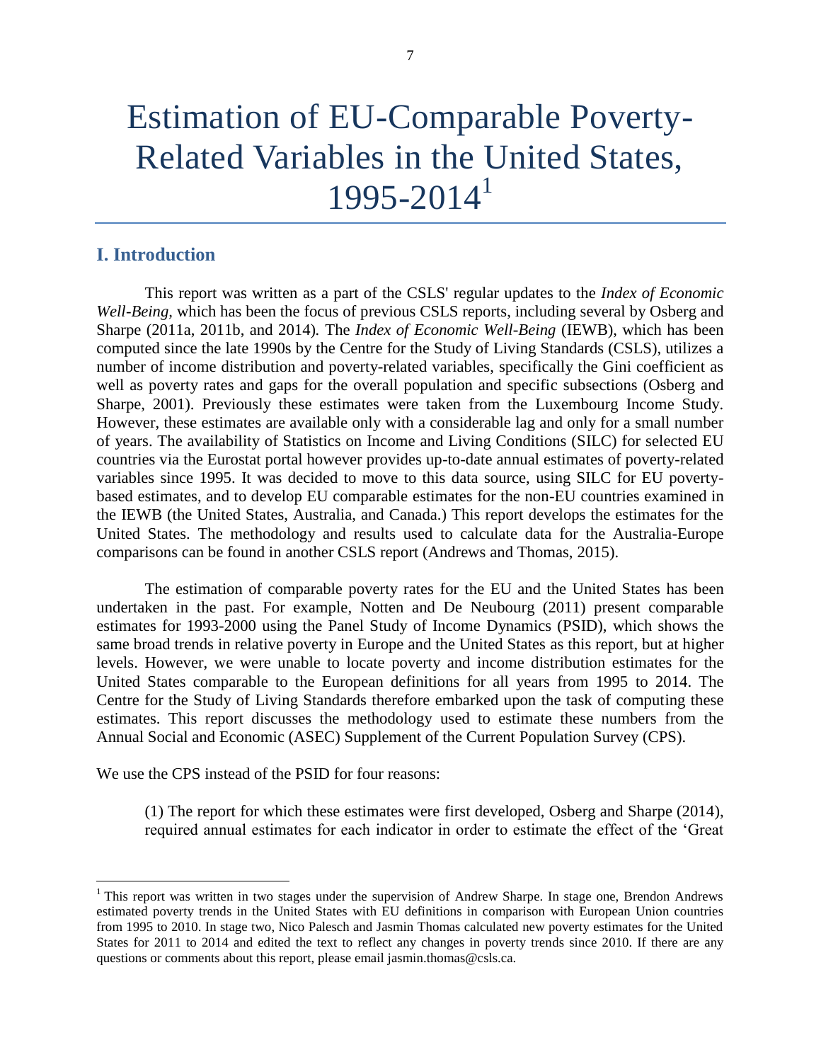# Estimation of EU-Comparable Poverty-Related Variables in the United States, 1995-2014[1]

## I. Introduction

This report was written as a part of the CSLS' regular updates to the *Index of Economic Well-Being,* which has been the focus of previous CSLS reports, including several by Osberg and Sharpe (2011a, 2011b, and 2014). The *Index of Economic Well-Being* (IEWB), which has been computed since the late 1990s by the Centre for the Study of Living Standards (CSLS), utilizes a number of income distribution and poverty-related variables, specifically the Gini coefficient as well as poverty rates and gaps for the overall population and specific subsections (Osberg and Sharpe, 2001). Previously these estimates were taken from the Luxembourg Income Study. However, these estimates are available only with a considerable lag and only for a small number of years. The availability of Statistics on Income and Living Conditions (SILC) for selected EU countries via the Eurostat portal however provides up-to-date annual estimates of poverty-related variables since 1995. It was decided to move to this data source, using SILC for EU poverty-based estimates, and to develop EU comparable estimates for the non-EU countries examined in the IEWB (the United States, Australia, and Canada.) This report develops the estimates for the United States. The methodology and results used to calculate data for the Australia-Europe comparisons can be found in another CSLS report (Andrews and Thomas, 2015).

The estimation of comparable poverty rates for the EU and the United States has been undertaken in the past. For example, Notten and De Neubourg (2011) present comparable estimates for 1993-2000 using the Panel Study of Income Dynamics (PSID), which shows the same broad trends in relative poverty in Europe and the United States as this report, but at higher levels. However, we were unable to locate poverty and income distribution estimates for the United States comparable to the European definitions for all years from 1995 to 2014. The Centre for the Study of Living Standards therefore embarked upon the task of computing these estimates. This report discusses the methodology used to estimate these numbers from the Annual Social and Economic (ASEC) Supplement of the Current Population Survey (CPS).

We use the CPS instead of the PSID for four reasons:

(1) The report for which these estimates were first developed, Osberg and Sharpe (2014), required annual estimates for each indicator in order to estimate the effect of the 'Great

[1] This report was written in two stages under the supervision of Andrew Sharpe. In stage one, Brendon Andrews estimated poverty trends in the United States with EU definitions in comparison with European Union countries from 1995 to 2010. In stage two, Nico Palesch and Jasmin Thomas calculated new poverty estimates for the United States for 2011 to 2014 and edited the text to reflect any changes in poverty trends since 2010. If there are any questions or comments about this report, please email jasmin.thomas@csls.ca.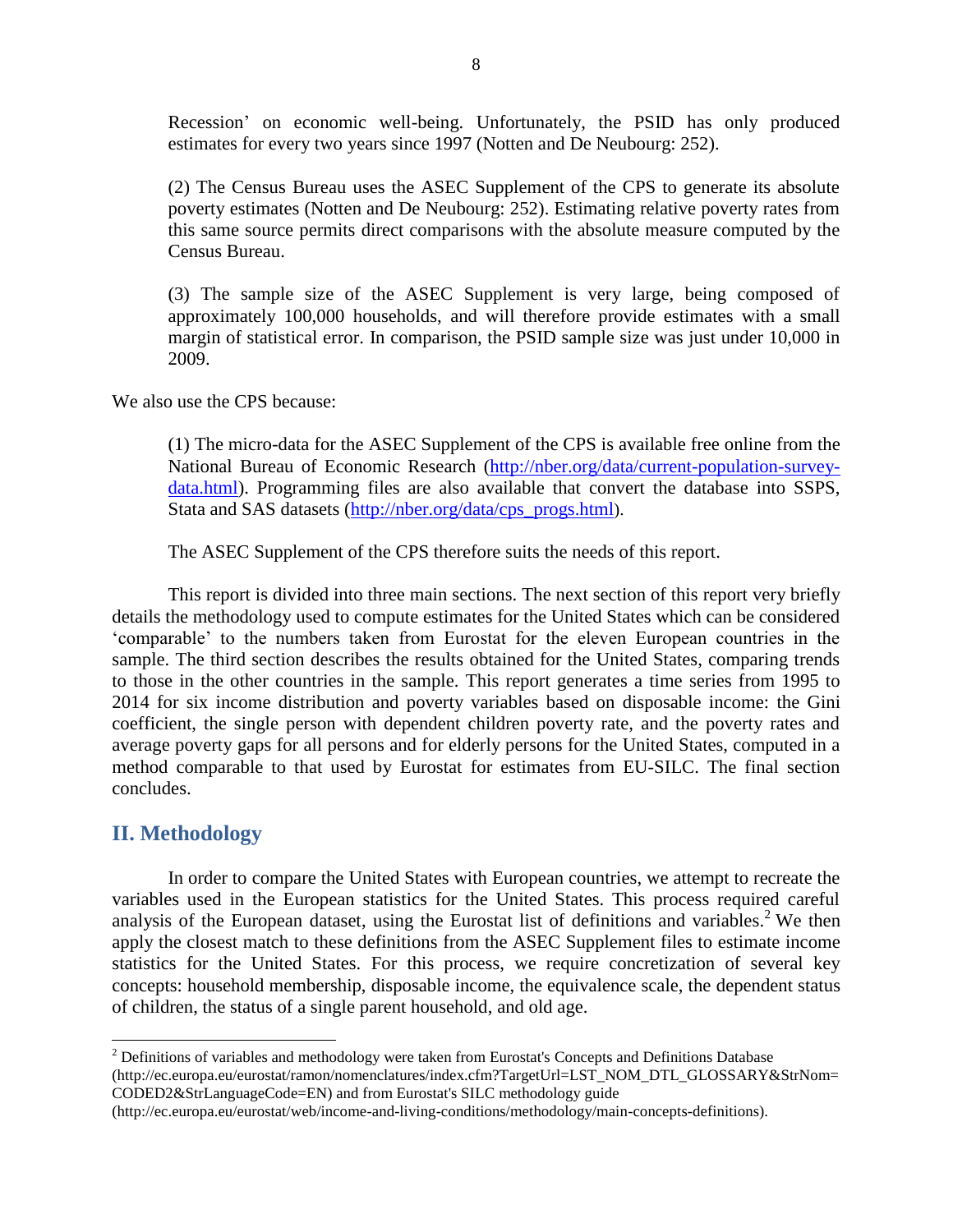Recession' on economic well-being. Unfortunately, the PSID has only produced estimates for every two years since 1997 (Notten and De Neubourg: 252).

(2) The Census Bureau uses the ASEC Supplement of the CPS to generate its absolute poverty estimates (Notten and De Neubourg: 252). Estimating relative poverty rates from this same source permits direct comparisons with the absolute measure computed by the Census Bureau.

(3) The sample size of the ASEC Supplement is very large, being composed of approximately 100,000 households, and will therefore provide estimates with a small margin of statistical error. In comparison, the PSID sample size was just under 10,000 in 2009.

We also use the CPS because:

(1) The micro-data for the ASEC Supplement of the CPS is available free online from the National Bureau of Economic Research (http://nber.org/data/current-population-survey-data.html). Programming files are also available that convert the database into SSPS, Stata and SAS datasets (http://nber.org/data/cps_progs.html).

The ASEC Supplement of the CPS therefore suits the needs of this report.

This report is divided into three main sections. The next section of this report very briefly details the methodology used to compute estimates for the United States which can be considered 'comparable' to the numbers taken from Eurostat for the eleven European countries in the sample. The third section describes the results obtained for the United States, comparing trends to those in the other countries in the sample. This report generates a time series from 1995 to 2014 for six income distribution and poverty variables based on disposable income: the Gini coefficient, the single person with dependent children poverty rate, and the poverty rates and average poverty gaps for all persons and for elderly persons for the United States, computed in a method comparable to that used by Eurostat for estimates from EU-SILC. The final section concludes.

## II. Methodology

In order to compare the United States with European countries, we attempt to recreate the variables used in the European statistics for the United States. This process required careful analysis of the European dataset, using the Eurostat list of definitions and variables.[2] We then apply the closest match to these definitions from the ASEC Supplement files to estimate income statistics for the United States. For this process, we require concretization of several key concepts: household membership, disposable income, the equivalence scale, the dependent status of children, the status of a single parent household, and old age.

[2] Definitions of variables and methodology were taken from Eurostat's Concepts and Definitions Database (http://ec.europa.eu/eurostat/ramon/nomenclatures/index.cfm?TargetUrl=LST_NOM_DTL_GLOSSARY&StrNom=CODED2&StrLanguageCode=EN) and from Eurostat's SILC methodology guide (http://ec.europa.eu/eurostat/web/income-and-living-conditions/methodology/main-concepts-definitions).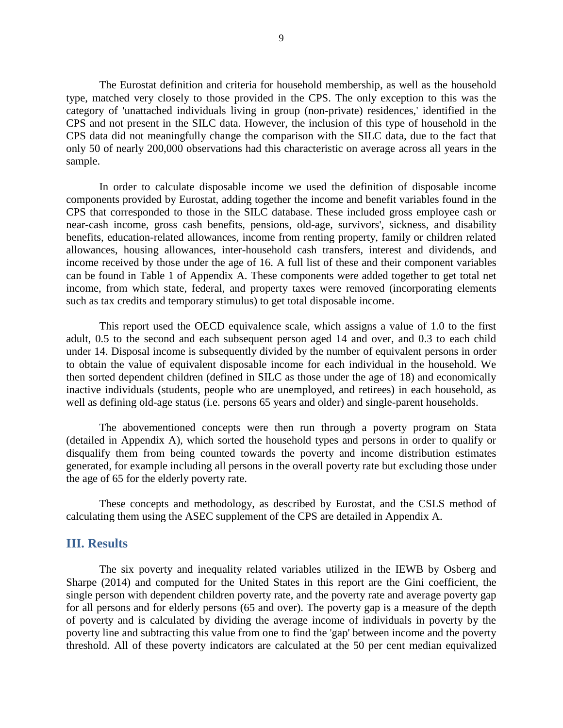The Eurostat definition and criteria for household membership, as well as the household type, matched very closely to those provided in the CPS. The only exception to this was the category of 'unattached individuals living in group (non-private) residences,' identified in the CPS and not present in the SILC data. However, the inclusion of this type of household in the CPS data did not meaningfully change the comparison with the SILC data, due to the fact that only 50 of nearly 200,000 observations had this characteristic on average across all years in the sample.

In order to calculate disposable income we used the definition of disposable income components provided by Eurostat, adding together the income and benefit variables found in the CPS that corresponded to those in the SILC database. These included gross employee cash or near-cash income, gross cash benefits, pensions, old-age, survivors', sickness, and disability benefits, education-related allowances, income from renting property, family or children related allowances, housing allowances, inter-household cash transfers, interest and dividends, and income received by those under the age of 16. A full list of these and their component variables can be found in Table 1 of Appendix A. These components were added together to get total net income, from which state, federal, and property taxes were removed (incorporating elements such as tax credits and temporary stimulus) to get total disposable income.

This report used the OECD equivalence scale, which assigns a value of 1.0 to the first adult, 0.5 to the second and each subsequent person aged 14 and over, and 0.3 to each child under 14. Disposal income is subsequently divided by the number of equivalent persons in order to obtain the value of equivalent disposable income for each individual in the household. We then sorted dependent children (defined in SILC as those under the age of 18) and economically inactive individuals (students, people who are unemployed, and retirees) in each household, as well as defining old-age status (i.e. persons 65 years and older) and single-parent households.

The abovementioned concepts were then run through a poverty program on Stata (detailed in Appendix A), which sorted the household types and persons in order to qualify or disqualify them from being counted towards the poverty and income distribution estimates generated, for example including all persons in the overall poverty rate but excluding those under the age of 65 for the elderly poverty rate.

These concepts and methodology, as described by Eurostat, and the CSLS method of calculating them using the ASEC supplement of the CPS are detailed in Appendix A.

## III. Results

The six poverty and inequality related variables utilized in the IEWB by Osberg and Sharpe (2014) and computed for the United States in this report are the Gini coefficient, the single person with dependent children poverty rate, and the poverty rate and average poverty gap for all persons and for elderly persons (65 and over). The poverty gap is a measure of the depth of poverty and is calculated by dividing the average income of individuals in poverty by the poverty line and subtracting this value from one to find the 'gap' between income and the poverty threshold. All of these poverty indicators are calculated at the 50 per cent median equivalized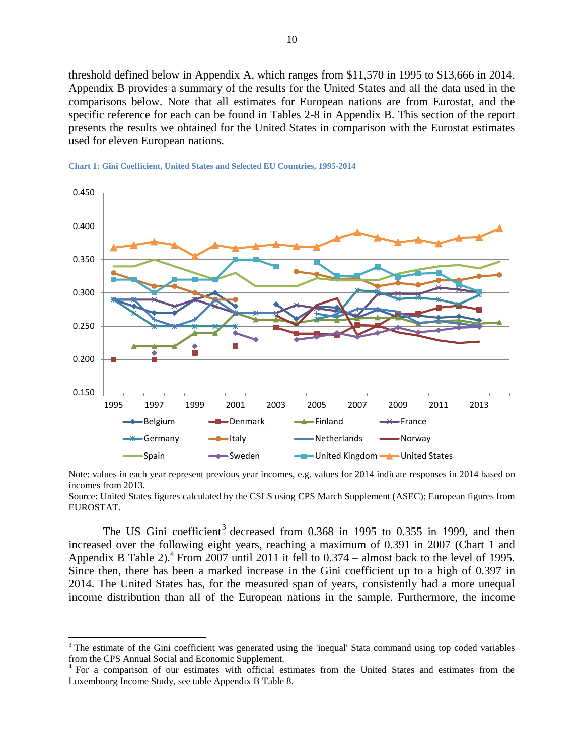threshold defined below in Appendix A, which ranges from $11,570 in 1995 to $13,666 in 2014. Appendix B provides a summary of the results for the United States and all the data used in the comparisons below. Note that all estimates for European nations are from Eurostat, and the specific reference for each can be found in Tables 2-8 in Appendix B. This section of the report presents the results we obtained for the United States in comparison with the Eurostat estimates used for eleven European nations.

**Chart 1: Gini Coefficient, United States and Selected EU Countries, 1995-2014**

0.450
0.400
0.350
0.300
0.250
0.200
0.150

1995 1997 1999 2001 2003 2005 2007 2009 2011 2013

Belgium
Denmark
Finland
France
Germany
Italy
Netherlands
Norway
Spain
Sweden
United Kingdom
United States

Note: values in each year represent previous year incomes, e.g. values for 2014 indicate responses in 2014 based on incomes from 2013.

Source: United States figures calculated by the CSLS using CPS March Supplement (ASEC); European figures from EUROSTAT.

The US Gini coefficient[3] decreased from 0.368 in 1995 to 0.355 in 1999, and then increased over the following eight years, reaching a maximum of 0.391 in 2007 (Chart 1 and Appendix B Table 2).[4] From 2007 until 2011 it fell to 0.374 – almost back to the level of 1995. Since then, there has been a marked increase in the Gini coefficient up to a high of 0.397 in 2014. The United States has, for the measured span of years, consistently had a more unequal income distribution than all of the European nations in the sample. Furthermore, the income

[3] The estimate of the Gini coefficient was generated using the 'inequal' Stata command using top coded variables from the CPS Annual Social and Economic Supplement.

[4] For a comparison of our estimates with official estimates from the United States and estimates from the Luxembourg Income Study, see table Appendix B Table 8.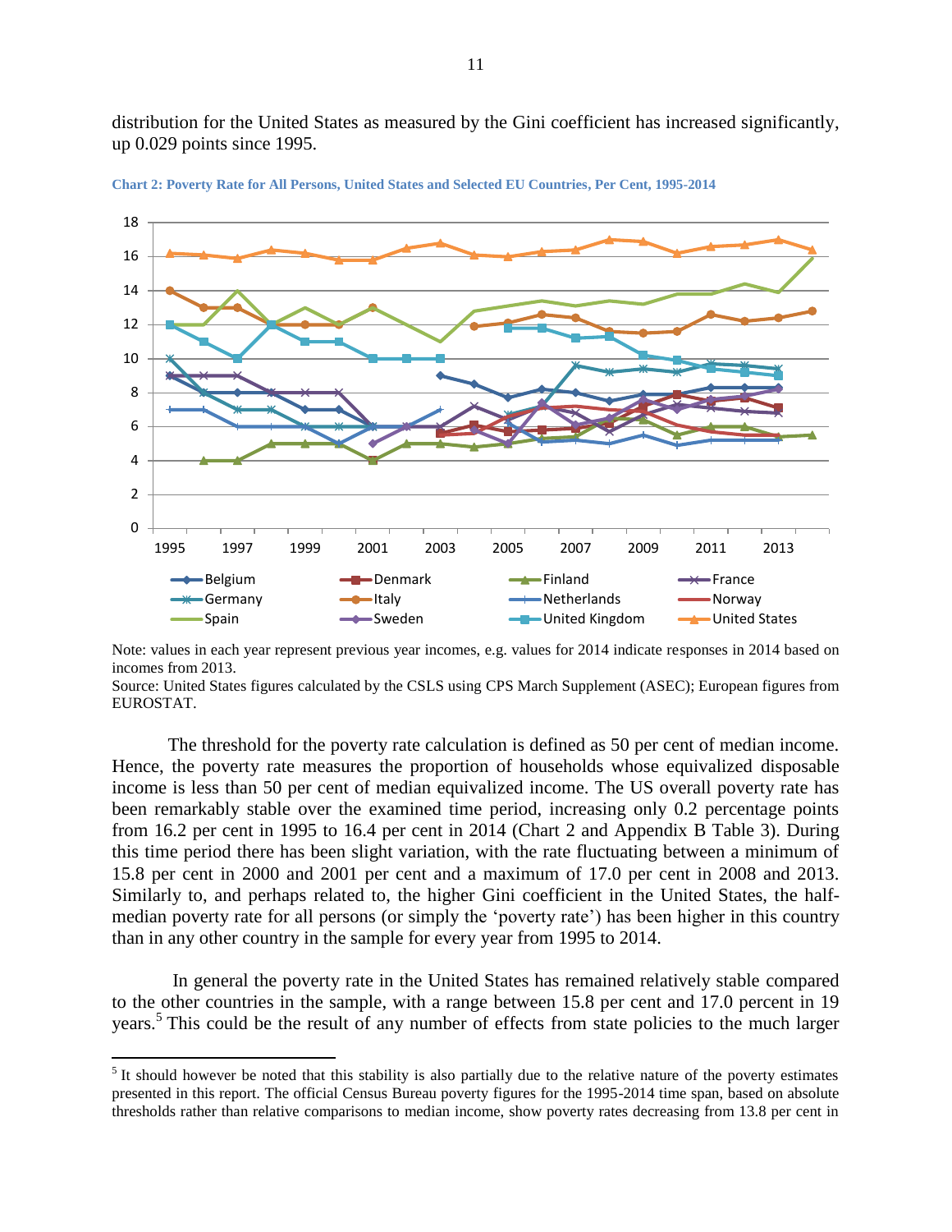distribution for the United States as measured by the Gini coefficient has increased significantly, up 0.029 points since 1995.

**Chart 2: Poverty Rate for All Persons, United States and Selected EU Countries, Per Cent, 1995-2014**

18
16
14
12
10
8
6
4
2
0

1995 1997 1999 2001 2003 2005 2007 2009 2011 2013

Belgium
Denmark
Finland
France
Germany
Italy
Netherlands
Norway
Spain
Sweden
United Kingdom
United States

Note: values in each year represent previous year incomes, e.g. values for 2014 indicate responses in 2014 based on incomes from 2013.

Source: United States figures calculated by the CSLS using CPS March Supplement (ASEC); European figures from EUROSTAT.

The threshold for the poverty rate calculation is defined as 50 per cent of median income. Hence, the poverty rate measures the proportion of households whose equivalized disposable income is less than 50 per cent of median equivalized income. The US overall poverty rate has been remarkably stable over the examined time period, increasing only 0.2 percentage points from 16.2 per cent in 1995 to 16.4 per cent in 2014 (Chart 2 and Appendix B Table 3). During this time period there has been slight variation, with the rate fluctuating between a minimum of 15.8 per cent in 2000 and 2001 per cent and a maximum of 17.0 per cent in 2008 and 2013. Similarly to, and perhaps related to, the higher Gini coefficient in the United States, the half-median poverty rate for all persons (or simply the 'poverty rate') has been higher in this country than in any other country in the sample for every year from 1995 to 2014.

In general the poverty rate in the United States has remained relatively stable compared to the other countries in the sample, with a range between 15.8 per cent and 17.0 percent in 19 years.[5] This could be the result of any number of effects from state policies to the much larger

[5] It should however be noted that this stability is also partially due to the relative nature of the poverty estimates presented in this report. The official Census Bureau poverty figures for the 1995-2014 time span, based on absolute thresholds rather than relative comparisons to median income, show poverty rates decreasing from 13.8 per cent in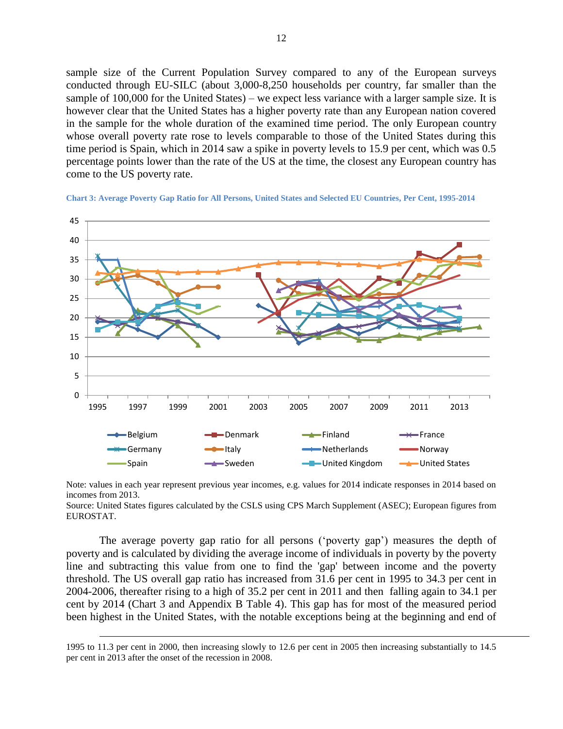sample size of the Current Population Survey compared to any of the European surveys conducted through EU-SILC (about 3,000-8,250 households per country, far smaller than the sample of 100,000 for the United States) – we expect less variance with a larger sample size. It is however clear that the United States has a higher poverty rate than any European nation covered in the sample for the whole duration of the examined time period. The only European country whose overall poverty rate rose to levels comparable to those of the United States during this time period is Spain, which in 2014 saw a spike in poverty levels to 15.9 per cent, which was 0.5 percentage points lower than the rate of the US at the time, the closest any European country has come to the US poverty rate.

**Chart 3: Average Poverty Gap Ratio for All Persons, United States and Selected EU Countries, Per Cent, 1995-2014**

45
40
35
30
25
20
15
10
5
0

1995 1997 1999 2001 2003 2005 2007 2009 2011 2013

Belgium
Denmark
Finland
France
Germany
Italy
Netherlands
Norway
Spain
Sweden
United Kingdom
United States

Note: values in each year represent previous year incomes, e.g. values for 2014 indicate responses in 2014 based on incomes from 2013.

Source: United States figures calculated by the CSLS using CPS March Supplement (ASEC); European figures from EUROSTAT.

The average poverty gap ratio for all persons ('poverty gap') measures the depth of poverty and is calculated by dividing the average income of individuals in poverty by the poverty line and subtracting this value from one to find the 'gap' between income and the poverty threshold. The US overall gap ratio has increased from 31.6 per cent in 1995 to 34.3 per cent in 2004-2006, thereafter rising to a high of 35.2 per cent in 2011 and then falling again to 34.1 per cent by 2014 (Chart 3 and Appendix B Table 4). This gap has for most of the measured period been highest in the United States, with the notable exceptions being at the beginning and end of

---

1995 to 11.3 per cent in 2000, then increasing slowly to 12.6 per cent in 2005 then increasing substantially to 14.5 per cent in 2013 after the onset of the recession in 2008.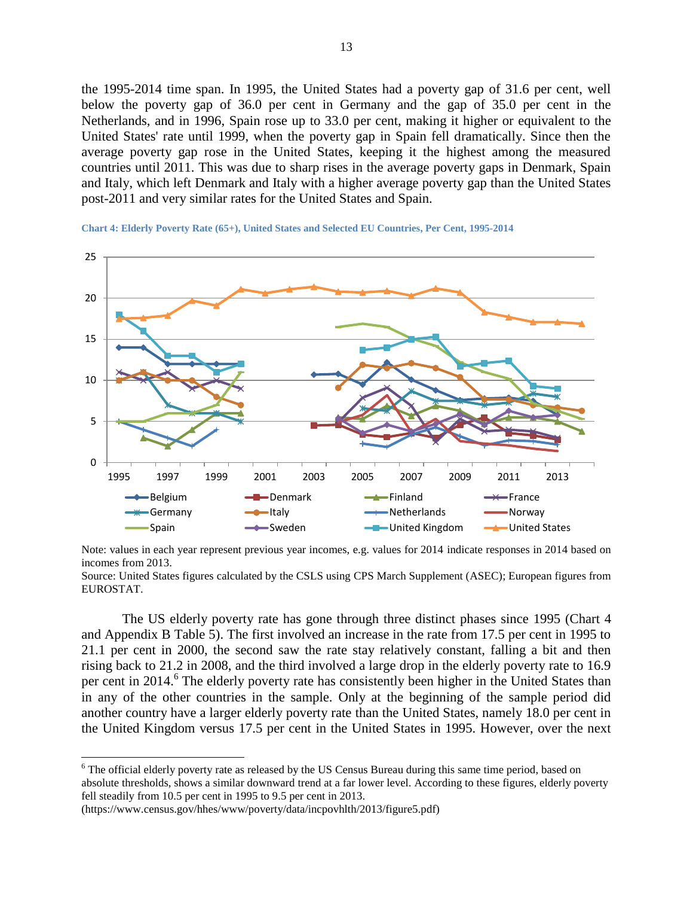the 1995-2014 time span. In 1995, the United States had a poverty gap of 31.6 per cent, well below the poverty gap of 36.0 per cent in Germany and the gap of 35.0 per cent in the Netherlands, and in 1996, Spain rose up to 33.0 per cent, making it higher or equivalent to the United States' rate until 1999, when the poverty gap in Spain fell dramatically. Since then the average poverty gap rose in the United States, keeping it the highest among the measured countries until 2011. This was due to sharp rises in the average poverty gaps in Denmark, Spain and Italy, which left Denmark and Italy with a higher average poverty gap than the United States post-2011 and very similar rates for the United States and Spain.

**Chart 4: Elderly Poverty Rate (65+), United States and Selected EU Countries, Per Cent, 1995-2014**

25
20
15
10
5
0
1995 1997 1999 2001 2003 2005 2007 2009 2011 2013

Belgium, Denmark, Finland, France, Germany, Italy, Netherlands, Norway, Spain, Sweden, United Kingdom, United States

Note: values in each year represent previous year incomes, e.g. values for 2014 indicate responses in 2014 based on incomes from 2013.
Source: United States figures calculated by the CSLS using CPS March Supplement (ASEC); European figures from EUROSTAT.

The US elderly poverty rate has gone through three distinct phases since 1995 (Chart 4 and Appendix B Table 5). The first involved an increase in the rate from 17.5 per cent in 1995 to 21.1 per cent in 2000, the second saw the rate stay relatively constant, falling a bit and then rising back to 21.2 in 2008, and the third involved a large drop in the elderly poverty rate to 16.9 per cent in 2014.[6] The elderly poverty rate has consistently been higher in the United States than in any of the other countries in the sample. Only at the beginning of the sample period did another country have a larger elderly poverty rate than the United States, namely 18.0 per cent in the United Kingdom versus 17.5 per cent in the United States in 1995. However, over the next

[6] The official elderly poverty rate as released by the US Census Bureau during this same time period, based on absolute thresholds, shows a similar downward trend at a far lower level. According to these figures, elderly poverty fell steadily from 10.5 per cent in 1995 to 9.5 per cent in 2013.
(https://www.census.gov/hhes/www/poverty/data/incpovhlth/2013/figure5.pdf)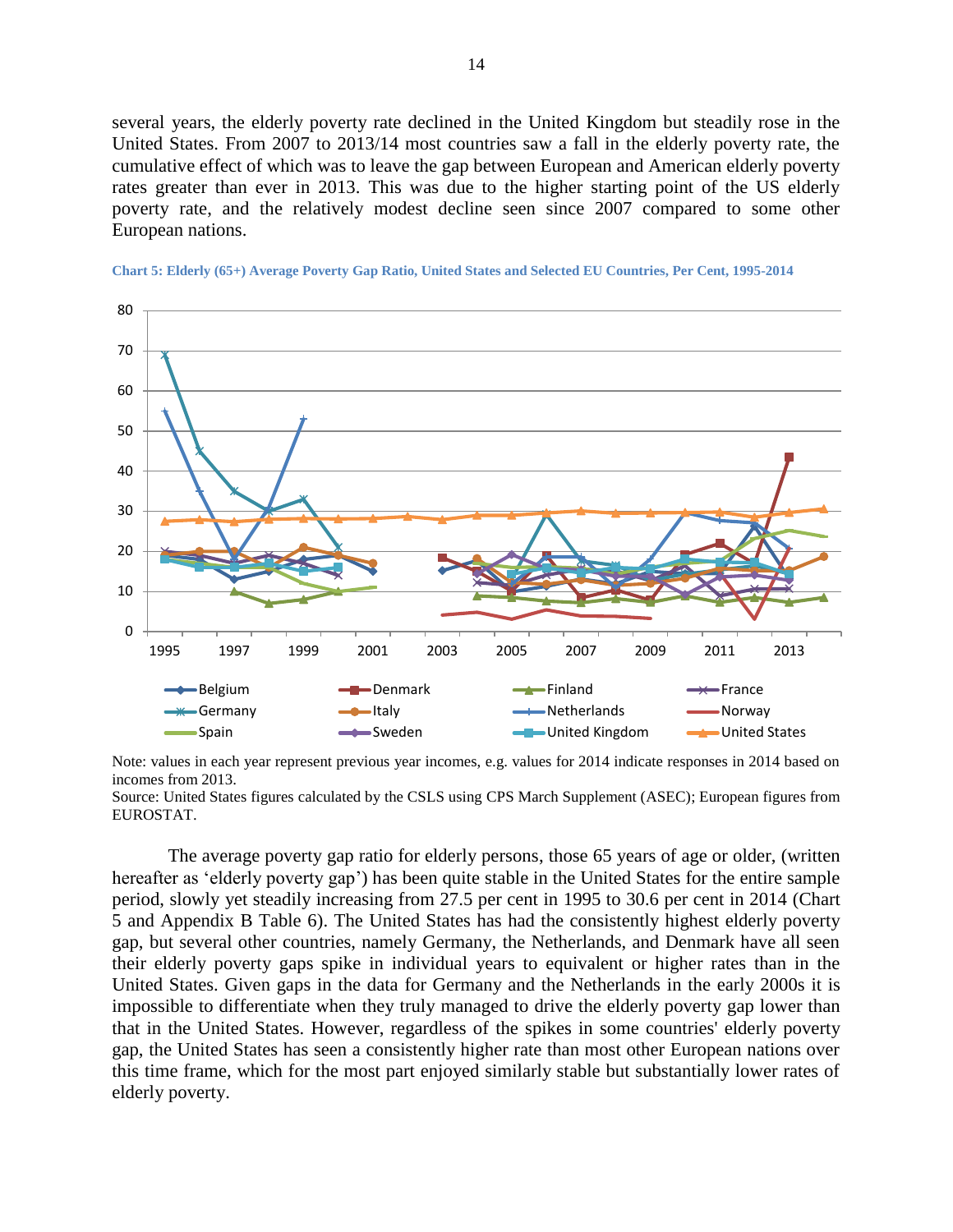several years, the elderly poverty rate declined in the United Kingdom but steadily rose in the United States. From 2007 to 2013/14 most countries saw a fall in the elderly poverty rate, the cumulative effect of which was to leave the gap between European and American elderly poverty rates greater than ever in 2013. This was due to the higher starting point of the US elderly poverty rate, and the relatively modest decline seen since 2007 compared to some other European nations.

**Chart 5: Elderly (65+) Average Poverty Gap Ratio, United States and Selected EU Countries, Per Cent, 1995-2014**

80
70
60
50
40
30
20
10
0

1995 1997 1999 2001 2003 2005 2007 2009 2011 2013

Belgium
Denmark
Finland
France
Germany
Italy
Netherlands
Norway
Spain
Sweden
United Kingdom
United States

Note: values in each year represent previous year incomes, e.g. values for 2014 indicate responses in 2014 based on incomes from 2013.

Source: United States figures calculated by the CSLS using CPS March Supplement (ASEC); European figures from EUROSTAT.

The average poverty gap ratio for elderly persons, those 65 years of age or older, (written hereafter as 'elderly poverty gap') has been quite stable in the United States for the entire sample period, slowly yet steadily increasing from 27.5 per cent in 1995 to 30.6 per cent in 2014 (Chart 5 and Appendix B Table 6). The United States has had the consistently highest elderly poverty gap, but several other countries, namely Germany, the Netherlands, and Denmark have all seen their elderly poverty gaps spike in individual years to equivalent or higher rates than in the United States. Given gaps in the data for Germany and the Netherlands in the early 2000s it is impossible to differentiate when they truly managed to drive the elderly poverty gap lower than that in the United States. However, regardless of the spikes in some countries' elderly poverty gap, the United States has seen a consistently higher rate than most other European nations over this time frame, which for the most part enjoyed similarly stable but substantially lower rates of elderly poverty.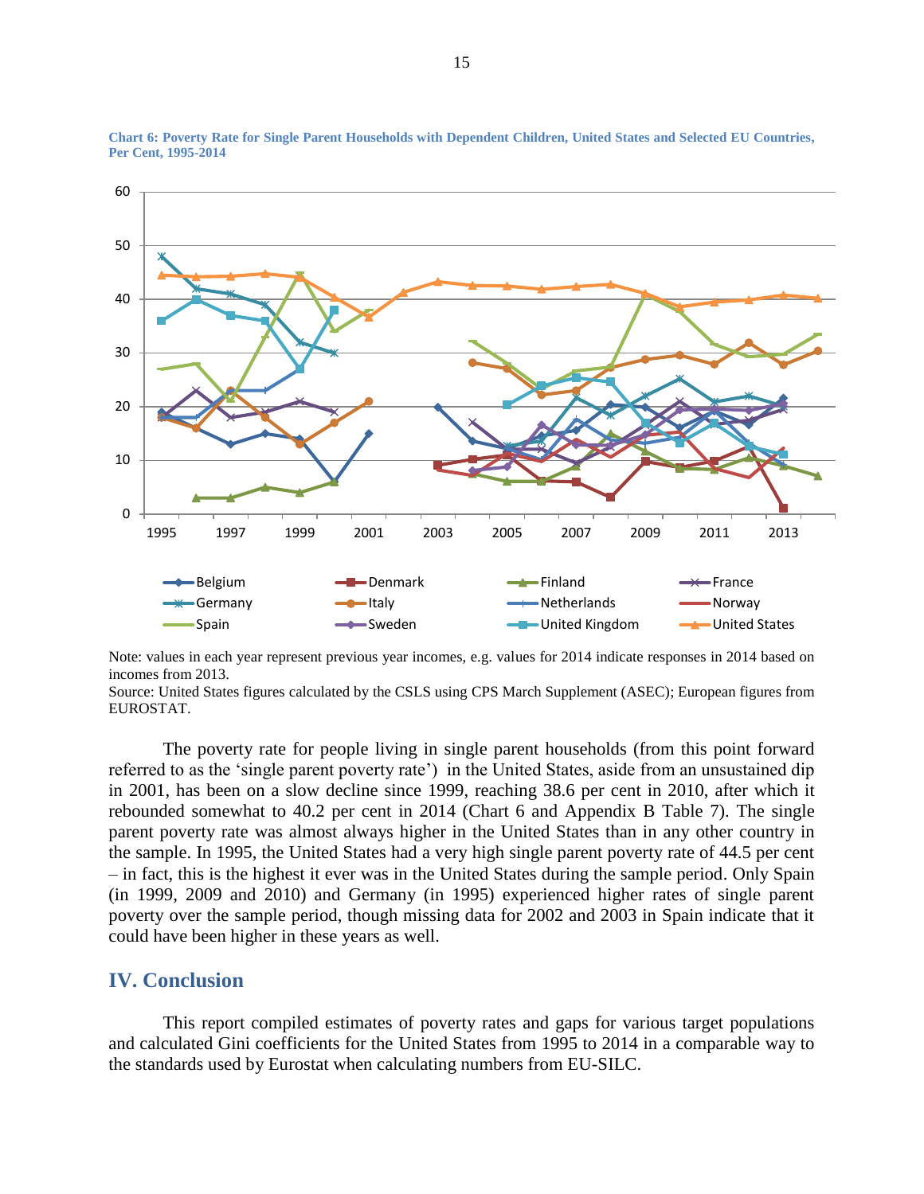**Chart 6: Poverty Rate for Single Parent Households with Dependent Children, United States and Selected EU Countries, Per Cent, 1995-2014**

60
50
40
30
20
10
0
1995 1997 1999 2001 2003 2005 2007 2009 2011 2013

Belgium, Denmark, Finland, France, Germany, Italy, Netherlands, Norway, Spain, Sweden, United Kingdom, United States

Note: values in each year represent previous year incomes, e.g. values for 2014 indicate responses in 2014 based on incomes from 2013.
Source: United States figures calculated by the CSLS using CPS March Supplement (ASEC); European figures from EUROSTAT.

The poverty rate for people living in single parent households (from this point forward referred to as the 'single parent poverty rate') in the United States, aside from an unsustained dip in 2001, has been on a slow decline since 1999, reaching 38.6 per cent in 2010, after which it rebounded somewhat to 40.2 per cent in 2014 (Chart 6 and Appendix B Table 7). The single parent poverty rate was almost always higher in the United States than in any other country in the sample. In 1995, the United States had a very high single parent poverty rate of 44.5 per cent – in fact, this is the highest it ever was in the United States during the sample period. Only Spain (in 1999, 2009 and 2010) and Germany (in 1995) experienced higher rates of single parent poverty over the sample period, though missing data for 2002 and 2003 in Spain indicate that it could have been higher in these years as well.

## IV. Conclusion

This report compiled estimates of poverty rates and gaps for various target populations and calculated Gini coefficients for the United States from 1995 to 2014 in a comparable way to the standards used by Eurostat when calculating numbers from EU-SILC.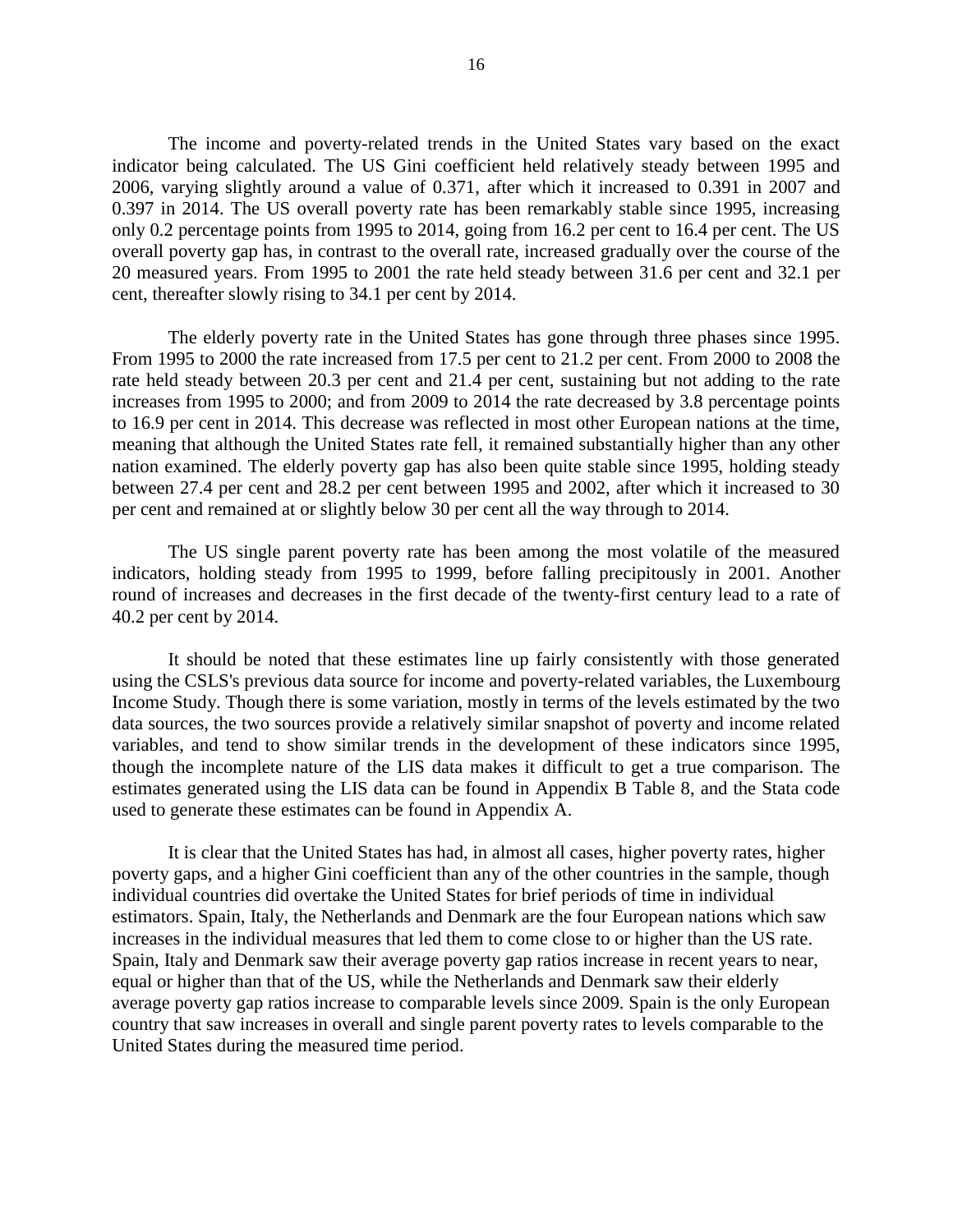The income and poverty-related trends in the United States vary based on the exact indicator being calculated. The US Gini coefficient held relatively steady between 1995 and 2006, varying slightly around a value of 0.371, after which it increased to 0.391 in 2007 and 0.397 in 2014. The US overall poverty rate has been remarkably stable since 1995, increasing only 0.2 percentage points from 1995 to 2014, going from 16.2 per cent to 16.4 per cent. The US overall poverty gap has, in contrast to the overall rate, increased gradually over the course of the 20 measured years. From 1995 to 2001 the rate held steady between 31.6 per cent and 32.1 per cent, thereafter slowly rising to 34.1 per cent by 2014.

The elderly poverty rate in the United States has gone through three phases since 1995. From 1995 to 2000 the rate increased from 17.5 per cent to 21.2 per cent. From 2000 to 2008 the rate held steady between 20.3 per cent and 21.4 per cent, sustaining but not adding to the rate increases from 1995 to 2000; and from 2009 to 2014 the rate decreased by 3.8 percentage points to 16.9 per cent in 2014. This decrease was reflected in most other European nations at the time, meaning that although the United States rate fell, it remained substantially higher than any other nation examined. The elderly poverty gap has also been quite stable since 1995, holding steady between 27.4 per cent and 28.2 per cent between 1995 and 2002, after which it increased to 30 per cent and remained at or slightly below 30 per cent all the way through to 2014.

The US single parent poverty rate has been among the most volatile of the measured indicators, holding steady from 1995 to 1999, before falling precipitously in 2001. Another round of increases and decreases in the first decade of the twenty-first century lead to a rate of 40.2 per cent by 2014.

It should be noted that these estimates line up fairly consistently with those generated using the CSLS's previous data source for income and poverty-related variables, the Luxembourg Income Study. Though there is some variation, mostly in terms of the levels estimated by the two data sources, the two sources provide a relatively similar snapshot of poverty and income related variables, and tend to show similar trends in the development of these indicators since 1995, though the incomplete nature of the LIS data makes it difficult to get a true comparison. The estimates generated using the LIS data can be found in Appendix B Table 8, and the Stata code used to generate these estimates can be found in Appendix A.

It is clear that the United States has had, in almost all cases, higher poverty rates, higher poverty gaps, and a higher Gini coefficient than any of the other countries in the sample, though individual countries did overtake the United States for brief periods of time in individual estimators. Spain, Italy, the Netherlands and Denmark are the four European nations which saw increases in the individual measures that led them to come close to or higher than the US rate. Spain, Italy and Denmark saw their average poverty gap ratios increase in recent years to near, equal or higher than that of the US, while the Netherlands and Denmark saw their elderly average poverty gap ratios increase to comparable levels since 2009. Spain is the only European country that saw increases in overall and single parent poverty rates to levels comparable to the United States during the measured time period.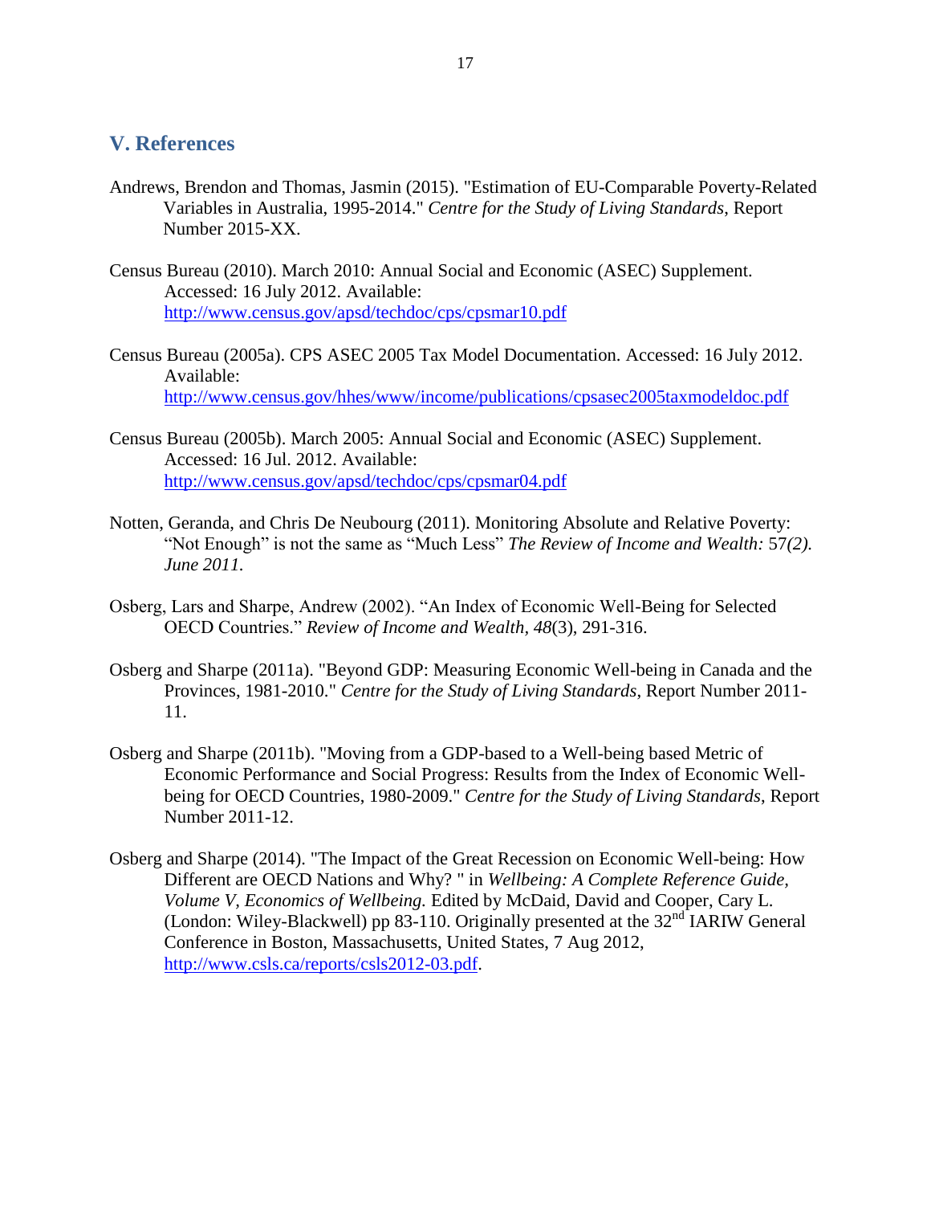## V. References

Andrews, Brendon and Thomas, Jasmin (2015). "Estimation of EU-Comparable Poverty-Related Variables in Australia, 1995-2014." *Centre for the Study of Living Standards*, Report Number 2015-XX.

Census Bureau (2010). March 2010: Annual Social and Economic (ASEC) Supplement. Accessed: 16 July 2012. Available: http://www.census.gov/apsd/techdoc/cps/cpsmar10.pdf

Census Bureau (2005a). CPS ASEC 2005 Tax Model Documentation. Accessed: 16 July 2012. Available: http://www.census.gov/hhes/www/income/publications/cpsasec2005taxmodeldoc.pdf

Census Bureau (2005b). March 2005: Annual Social and Economic (ASEC) Supplement. Accessed: 16 Jul. 2012. Available: http://www.census.gov/apsd/techdoc/cps/cpsmar04.pdf

Notten, Geranda, and Chris De Neubourg (2011). Monitoring Absolute and Relative Poverty: "Not Enough" is not the same as "Much Less" *The Review of Income and Wealth:* 57*(2). June 2011.*

Osberg, Lars and Sharpe, Andrew (2002). "An Index of Economic Well-Being for Selected OECD Countries." *Review of Income and Wealth*, *48*(3), 291-316.

Osberg and Sharpe (2011a). "Beyond GDP: Measuring Economic Well-being in Canada and the Provinces, 1981-2010." *Centre for the Study of Living Standards*, Report Number 2011-11.

Osberg and Sharpe (2011b). "Moving from a GDP-based to a Well-being based Metric of Economic Performance and Social Progress: Results from the Index of Economic Well-being for OECD Countries, 1980-2009." *Centre for the Study of Living Standards*, Report Number 2011-12.

Osberg and Sharpe (2014). "The Impact of the Great Recession on Economic Well-being: How Different are OECD Nations and Why? " in *Wellbeing: A Complete Reference Guide, Volume V, Economics of Wellbeing.* Edited by McDaid, David and Cooper, Cary L. (London: Wiley-Blackwell) pp 83-110. Originally presented at the 32nd IARIW General Conference in Boston, Massachusetts, United States, 7 Aug 2012, http://www.csls.ca/reports/csls2012-03.pdf.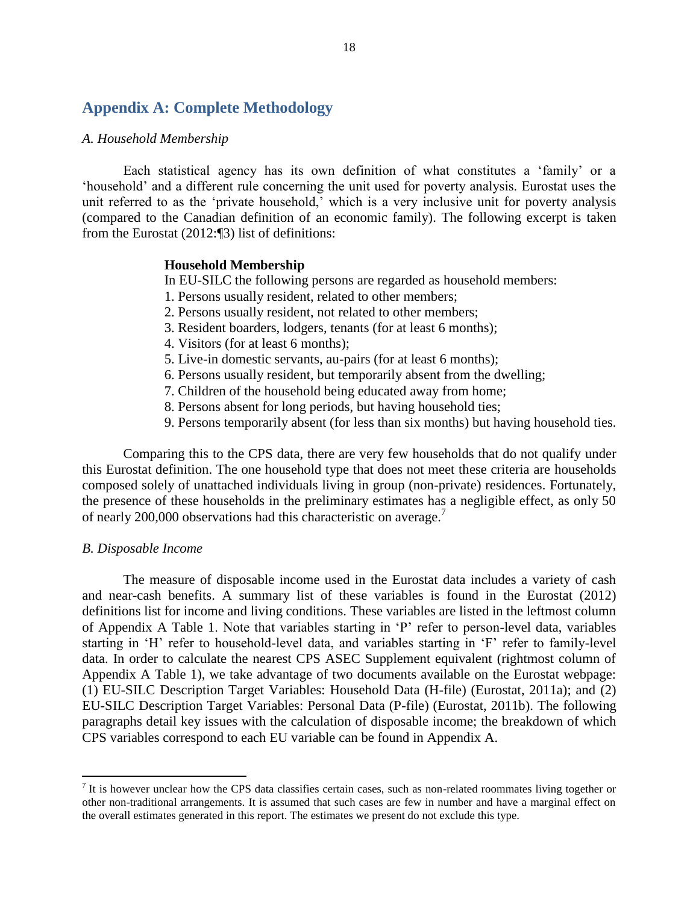## Appendix A: Complete Methodology

### *A. Household Membership*

Each statistical agency has its own definition of what constitutes a 'family' or a 'household' and a different rule concerning the unit used for poverty analysis. Eurostat uses the unit referred to as the 'private household,' which is a very inclusive unit for poverty analysis (compared to the Canadian definition of an economic family). The following excerpt is taken from the Eurostat (2012:¶3) list of definitions:

> **Household Membership**
>
> In EU-SILC the following persons are regarded as household members:
>
> 1. Persons usually resident, related to other members;
> 2. Persons usually resident, not related to other members;
> 3. Resident boarders, lodgers, tenants (for at least 6 months);
> 4. Visitors (for at least 6 months);
> 5. Live-in domestic servants, au-pairs (for at least 6 months);
> 6. Persons usually resident, but temporarily absent from the dwelling;
> 7. Children of the household being educated away from home;
> 8. Persons absent for long periods, but having household ties;
> 9. Persons temporarily absent (for less than six months) but having household ties.

Comparing this to the CPS data, there are very few households that do not qualify under this Eurostat definition. The one household type that does not meet these criteria are households composed solely of unattached individuals living in group (non-private) residences. Fortunately, the presence of these households in the preliminary estimates has a negligible effect, as only 50 of nearly 200,000 observations had this characteristic on average.[7]

### *B. Disposable Income*

The measure of disposable income used in the Eurostat data includes a variety of cash and near-cash benefits. A summary list of these variables is found in the Eurostat (2012) definitions list for income and living conditions. These variables are listed in the leftmost column of Appendix A Table 1. Note that variables starting in 'P' refer to person-level data, variables starting in 'H' refer to household-level data, and variables starting in 'F' refer to family-level data. In order to calculate the nearest CPS ASEC Supplement equivalent (rightmost column of Appendix A Table 1), we take advantage of two documents available on the Eurostat webpage: (1) EU-SILC Description Target Variables: Household Data (H-file) (Eurostat, 2011a); and (2) EU-SILC Description Target Variables: Personal Data (P-file) (Eurostat, 2011b). The following paragraphs detail key issues with the calculation of disposable income; the breakdown of which CPS variables correspond to each EU variable can be found in Appendix A.

---

[7] It is however unclear how the CPS data classifies certain cases, such as non-related roommates living together or other non-traditional arrangements. It is assumed that such cases are few in number and have a marginal effect on the overall estimates generated in this report. The estimates we present do not exclude this type.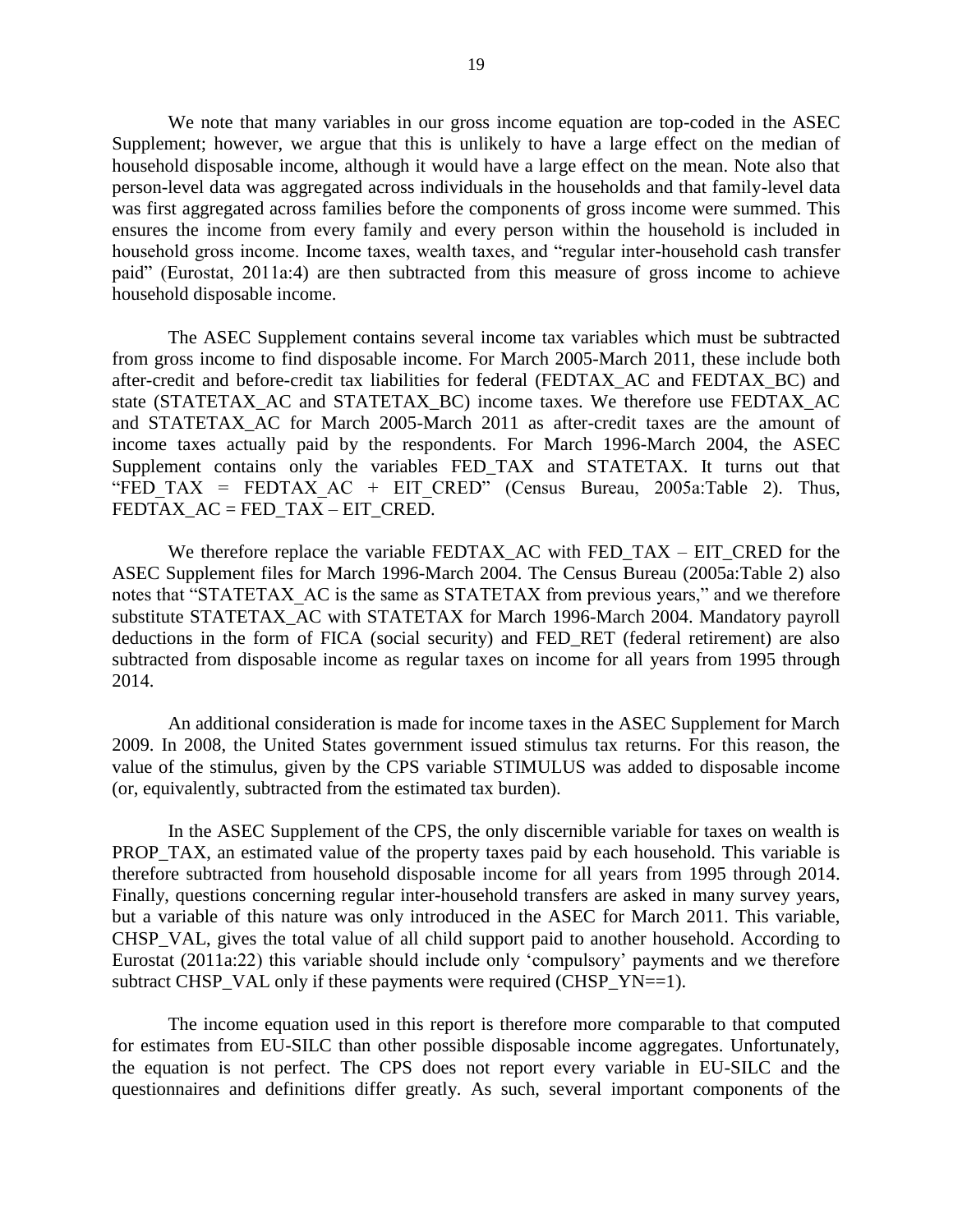We note that many variables in our gross income equation are top-coded in the ASEC Supplement; however, we argue that this is unlikely to have a large effect on the median of household disposable income, although it would have a large effect on the mean. Note also that person-level data was aggregated across individuals in the households and that family-level data was first aggregated across families before the components of gross income were summed. This ensures the income from every family and every person within the household is included in household gross income. Income taxes, wealth taxes, and "regular inter-household cash transfer paid" (Eurostat, 2011a:4) are then subtracted from this measure of gross income to achieve household disposable income.

The ASEC Supplement contains several income tax variables which must be subtracted from gross income to find disposable income. For March 2005-March 2011, these include both after-credit and before-credit tax liabilities for federal (FEDTAX_AC and FEDTAX_BC) and state (STATETAX_AC and STATETAX_BC) income taxes. We therefore use FEDTAX_AC and STATETAX_AC for March 2005-March 2011 as after-credit taxes are the amount of income taxes actually paid by the respondents. For March 1996-March 2004, the ASEC Supplement contains only the variables FED_TAX and STATETAX. It turns out that "FED_TAX = FEDTAX_AC + EIT_CRED" (Census Bureau, 2005a:Table 2). Thus, FEDTAX_AC = FED_TAX – EIT_CRED.

We therefore replace the variable FEDTAX_AC with FED_TAX – EIT_CRED for the ASEC Supplement files for March 1996-March 2004. The Census Bureau (2005a:Table 2) also notes that "STATETAX_AC is the same as STATETAX from previous years," and we therefore substitute STATETAX_AC with STATETAX for March 1996-March 2004. Mandatory payroll deductions in the form of FICA (social security) and FED_RET (federal retirement) are also subtracted from disposable income as regular taxes on income for all years from 1995 through 2014.

An additional consideration is made for income taxes in the ASEC Supplement for March 2009. In 2008, the United States government issued stimulus tax returns. For this reason, the value of the stimulus, given by the CPS variable STIMULUS was added to disposable income (or, equivalently, subtracted from the estimated tax burden).

In the ASEC Supplement of the CPS, the only discernible variable for taxes on wealth is PROP_TAX, an estimated value of the property taxes paid by each household. This variable is therefore subtracted from household disposable income for all years from 1995 through 2014. Finally, questions concerning regular inter-household transfers are asked in many survey years, but a variable of this nature was only introduced in the ASEC for March 2011. This variable, CHSP_VAL, gives the total value of all child support paid to another household. According to Eurostat (2011a:22) this variable should include only 'compulsory' payments and we therefore subtract CHSP_VAL only if these payments were required (CHSP_YN==1).

The income equation used in this report is therefore more comparable to that computed for estimates from EU-SILC than other possible disposable income aggregates. Unfortunately, the equation is not perfect. The CPS does not report every variable in EU-SILC and the questionnaires and definitions differ greatly. As such, several important components of the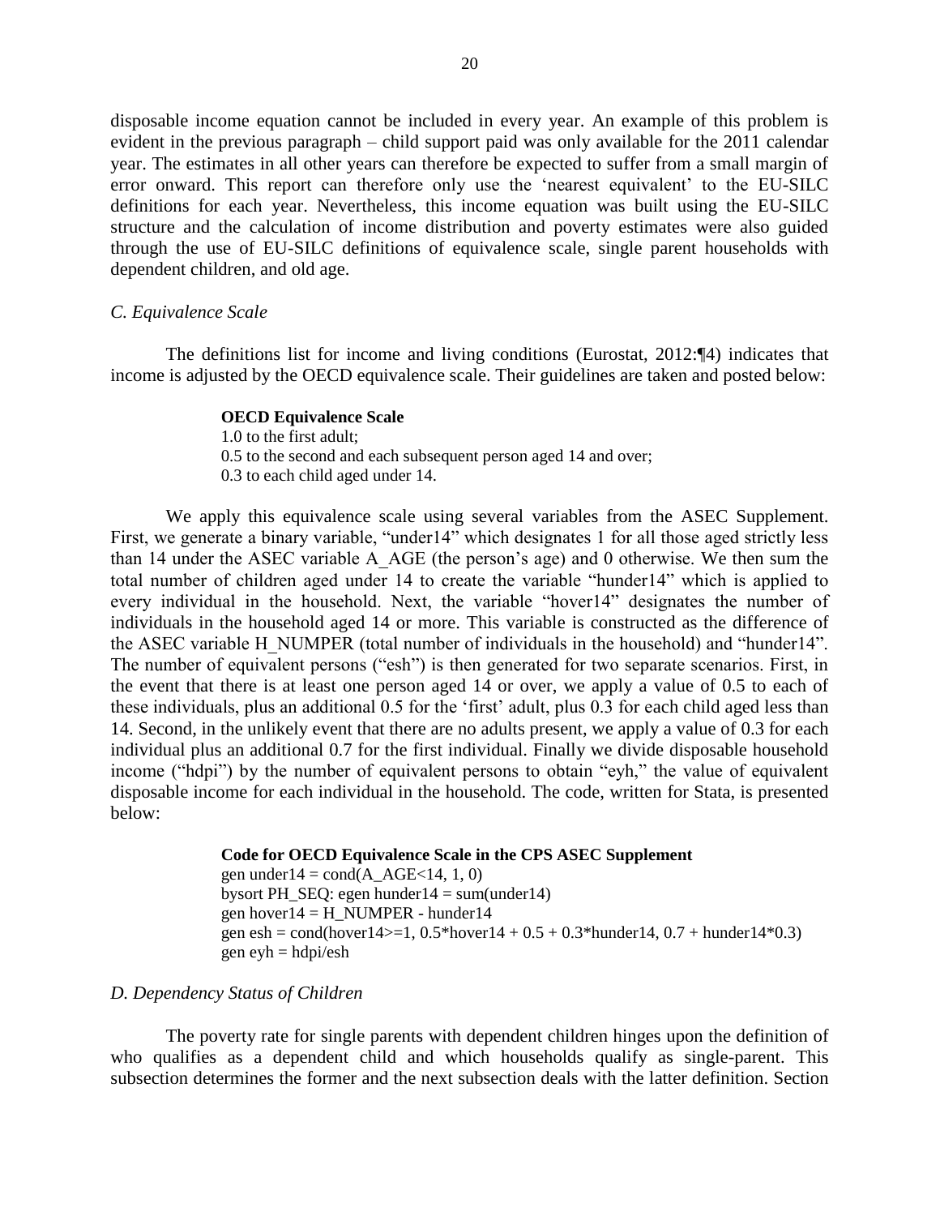disposable income equation cannot be included in every year. An example of this problem is evident in the previous paragraph – child support paid was only available for the 2011 calendar year. The estimates in all other years can therefore be expected to suffer from a small margin of error onward. This report can therefore only use the 'nearest equivalent' to the EU-SILC definitions for each year. Nevertheless, this income equation was built using the EU-SILC structure and the calculation of income distribution and poverty estimates were also guided through the use of EU-SILC definitions of equivalence scale, single parent households with dependent children, and old age.

*C. Equivalence Scale*

The definitions list for income and living conditions (Eurostat, 2012:¶4) indicates that income is adjusted by the OECD equivalence scale. Their guidelines are taken and posted below:

**OECD Equivalence Scale**
1.0 to the first adult;
0.5 to the second and each subsequent person aged 14 and over;
0.3 to each child aged under 14.

We apply this equivalence scale using several variables from the ASEC Supplement. First, we generate a binary variable, "under14" which designates 1 for all those aged strictly less than 14 under the ASEC variable A_AGE (the person's age) and 0 otherwise. We then sum the total number of children aged under 14 to create the variable "hunder14" which is applied to every individual in the household. Next, the variable "hover14" designates the number of individuals in the household aged 14 or more. This variable is constructed as the difference of the ASEC variable H_NUMPER (total number of individuals in the household) and "hunder14". The number of equivalent persons ("esh") is then generated for two separate scenarios. First, in the event that there is at least one person aged 14 or over, we apply a value of 0.5 to each of these individuals, plus an additional 0.5 for the 'first' adult, plus 0.3 for each child aged less than 14. Second, in the unlikely event that there are no adults present, we apply a value of 0.3 for each individual plus an additional 0.7 for the first individual. Finally we divide disposable household income ("hdpi") by the number of equivalent persons to obtain "eyh," the value of equivalent disposable income for each individual in the household. The code, written for Stata, is presented below:

**Code for OECD Equivalence Scale in the CPS ASEC Supplement**

```
gen under14 = cond(A_AGE<14, 1, 0)
bysort PH_SEQ: egen hunder14 = sum(under14)
gen hover14 = H_NUMPER - hunder14
gen esh = cond(hover14>=1, 0.5*hover14 + 0.5 + 0.3*hunder14, 0.7 + hunder14*0.3)
gen eyh = hdpi/esh
```

*D. Dependency Status of Children*

The poverty rate for single parents with dependent children hinges upon the definition of who qualifies as a dependent child and which households qualify as single-parent. This subsection determines the former and the next subsection deals with the latter definition. Section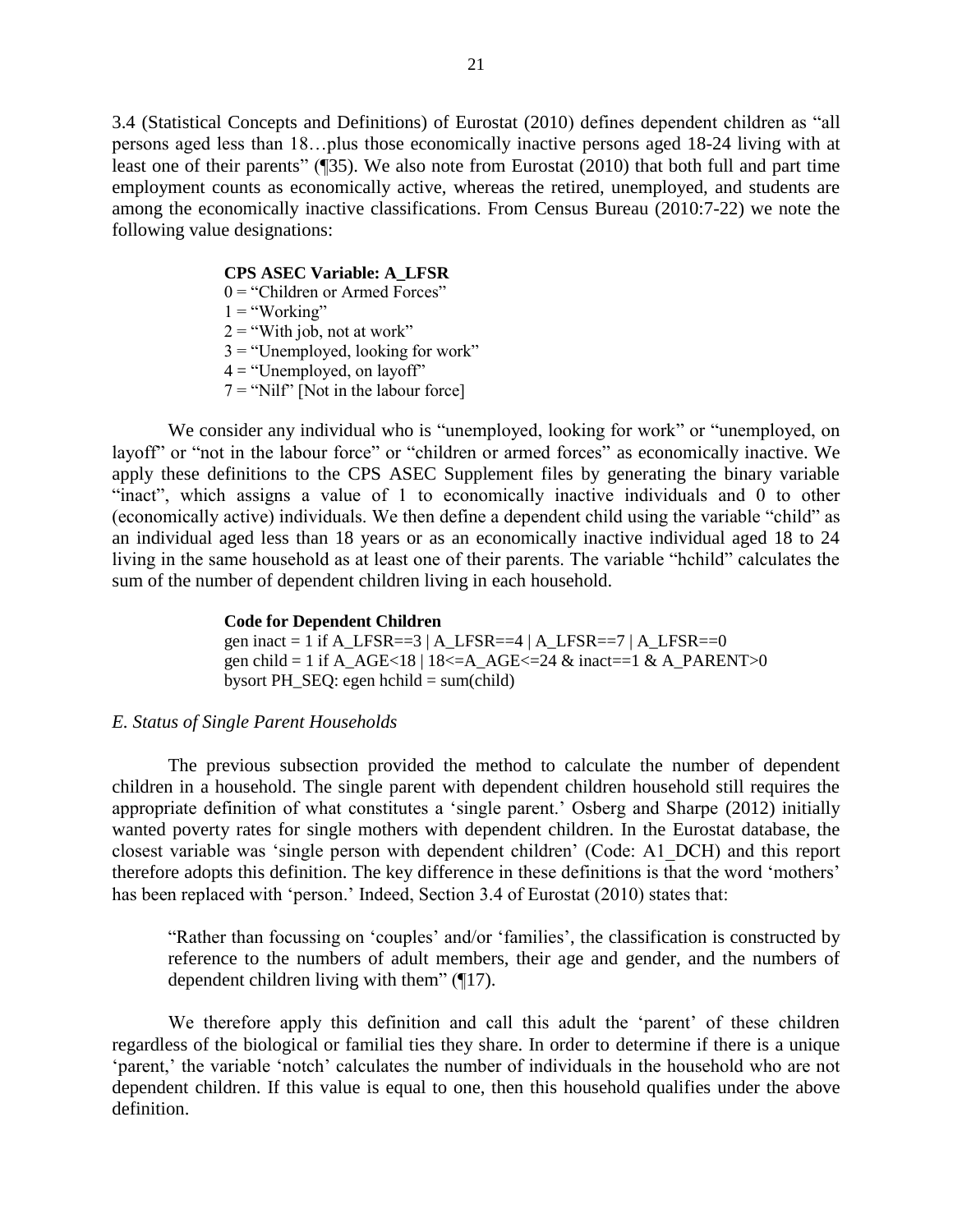3.4 (Statistical Concepts and Definitions) of Eurostat (2010) defines dependent children as "all persons aged less than 18…plus those economically inactive persons aged 18-24 living with at least one of their parents" (¶35). We also note from Eurostat (2010) that both full and part time employment counts as economically active, whereas the retired, unemployed, and students are among the economically inactive classifications. From Census Bureau (2010:7-22) we note the following value designations:

**CPS ASEC Variable: A_LFSR**
0 = "Children or Armed Forces"
1 = "Working"
2 = "With job, not at work"
3 = "Unemployed, looking for work"
4 = "Unemployed, on layoff"
7 = "Nilf" [Not in the labour force]

We consider any individual who is "unemployed, looking for work" or "unemployed, on layoff" or "not in the labour force" or "children or armed forces" as economically inactive. We apply these definitions to the CPS ASEC Supplement files by generating the binary variable "inact", which assigns a value of 1 to economically inactive individuals and 0 to other (economically active) individuals. We then define a dependent child using the variable "child" as an individual aged less than 18 years or as an economically inactive individual aged 18 to 24 living in the same household as at least one of their parents. The variable "hchild" calculates the sum of the number of dependent children living in each household.

**Code for Dependent Children**

```
gen inact = 1 if A_LFSR==3 | A_LFSR==4 | A_LFSR==7 | A_LFSR==0
gen child = 1 if A_AGE<18 | 18<=A_AGE<=24 & inact==1 & A_PARENT>0
bysort PH_SEQ: egen hchild = sum(child)
```

*E. Status of Single Parent Households*

The previous subsection provided the method to calculate the number of dependent children in a household. The single parent with dependent children household still requires the appropriate definition of what constitutes a 'single parent.' Osberg and Sharpe (2012) initially wanted poverty rates for single mothers with dependent children. In the Eurostat database, the closest variable was 'single person with dependent children' (Code: A1_DCH) and this report therefore adopts this definition. The key difference in these definitions is that the word 'mothers' has been replaced with 'person.' Indeed, Section 3.4 of Eurostat (2010) states that:

> "Rather than focussing on 'couples' and/or 'families', the classification is constructed by reference to the numbers of adult members, their age and gender, and the numbers of dependent children living with them" (¶17).

We therefore apply this definition and call this adult the 'parent' of these children regardless of the biological or familial ties they share. In order to determine if there is a unique 'parent,' the variable 'notch' calculates the number of individuals in the household who are not dependent children. If this value is equal to one, then this household qualifies under the above definition.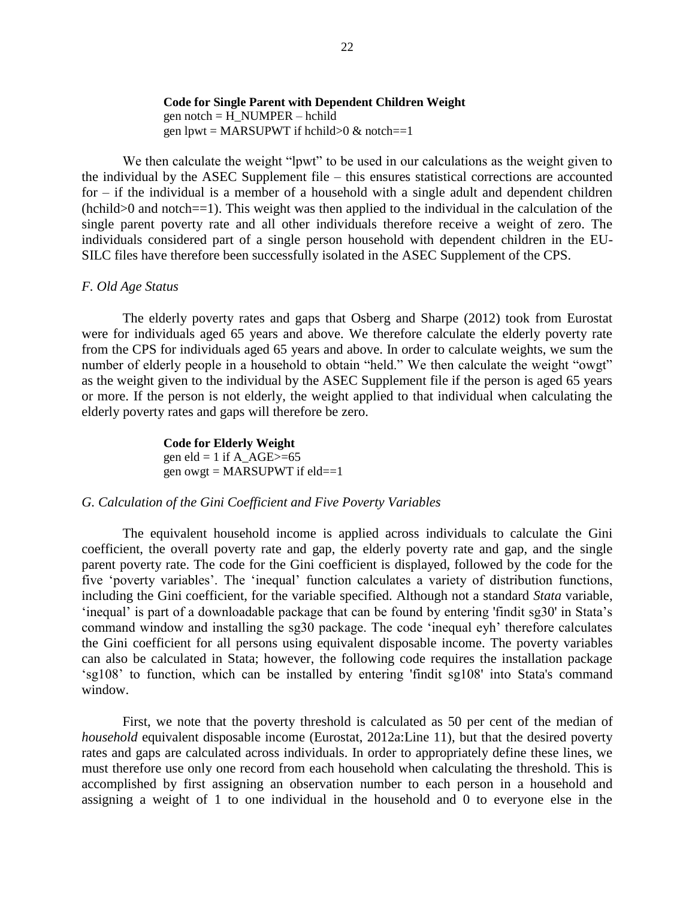**Code for Single Parent with Dependent Children Weight**

```
gen notch = H_NUMPER – hchild
gen lpwt = MARSUPWT if hchild>0 & notch==1
```

We then calculate the weight "lpwt" to be used in our calculations as the weight given to the individual by the ASEC Supplement file – this ensures statistical corrections are accounted for – if the individual is a member of a household with a single adult and dependent children (hchild>0 and notch==1). This weight was then applied to the individual in the calculation of the single parent poverty rate and all other individuals therefore receive a weight of zero. The individuals considered part of a single person household with dependent children in the EU-SILC files have therefore been successfully isolated in the ASEC Supplement of the CPS.

*F. Old Age Status*

The elderly poverty rates and gaps that Osberg and Sharpe (2012) took from Eurostat were for individuals aged 65 years and above. We therefore calculate the elderly poverty rate from the CPS for individuals aged 65 years and above. In order to calculate weights, we sum the number of elderly people in a household to obtain "held." We then calculate the weight "owgt" as the weight given to the individual by the ASEC Supplement file if the person is aged 65 years or more. If the person is not elderly, the weight applied to that individual when calculating the elderly poverty rates and gaps will therefore be zero.

**Code for Elderly Weight**

```
gen eld = 1 if A_AGE>=65
gen owgt = MARSUPWT if eld==1
```

*G. Calculation of the Gini Coefficient and Five Poverty Variables*

The equivalent household income is applied across individuals to calculate the Gini coefficient, the overall poverty rate and gap, the elderly poverty rate and gap, and the single parent poverty rate. The code for the Gini coefficient is displayed, followed by the code for the five 'poverty variables'. The 'inequal' function calculates a variety of distribution functions, including the Gini coefficient, for the variable specified. Although not a standard *Stata* variable, 'inequal' is part of a downloadable package that can be found by entering 'findit sg30' in Stata's command window and installing the sg30 package. The code 'inequal eyh' therefore calculates the Gini coefficient for all persons using equivalent disposable income. The poverty variables can also be calculated in Stata; however, the following code requires the installation package 'sg108' to function, which can be installed by entering 'findit sg108' into Stata's command window.

First, we note that the poverty threshold is calculated as 50 per cent of the median of *household* equivalent disposable income (Eurostat, 2012a:Line 11), but that the desired poverty rates and gaps are calculated across individuals. In order to appropriately define these lines, we must therefore use only one record from each household when calculating the threshold. This is accomplished by first assigning an observation number to each person in a household and assigning a weight of 1 to one individual in the household and 0 to everyone else in the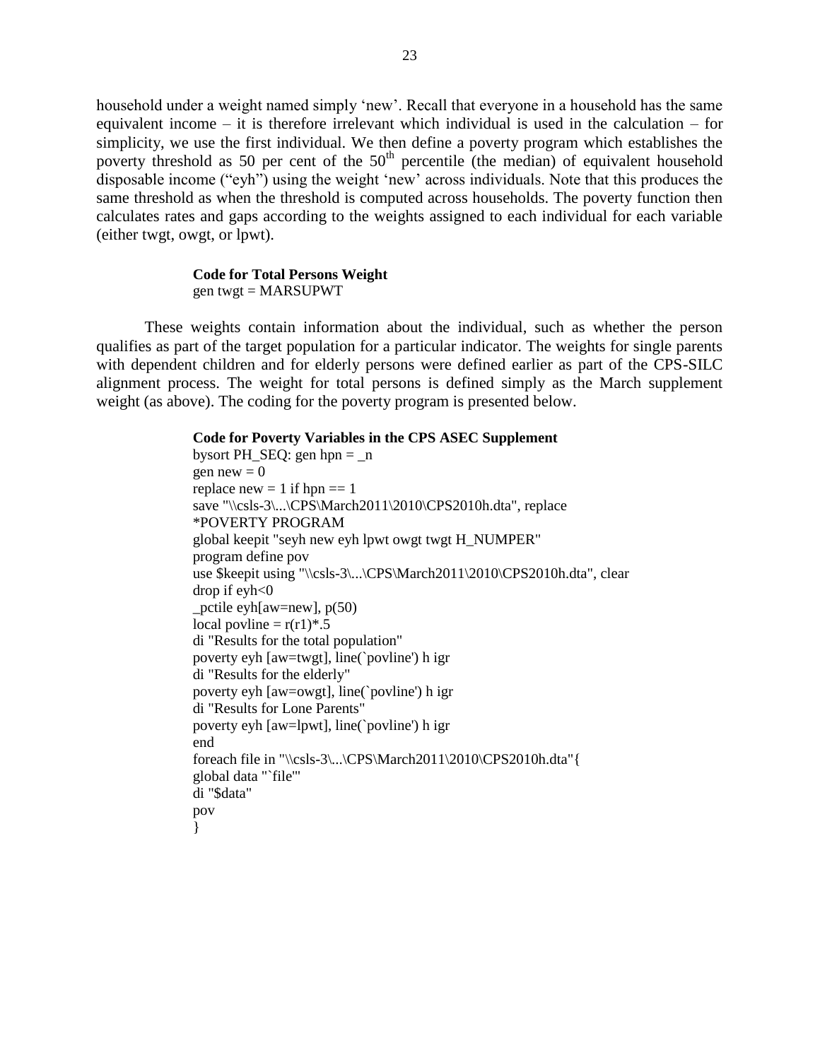household under a weight named simply 'new'. Recall that everyone in a household has the same equivalent income – it is therefore irrelevant which individual is used in the calculation – for simplicity, we use the first individual. We then define a poverty program which establishes the poverty threshold as 50 per cent of the 50th percentile (the median) of equivalent household disposable income ("eyh") using the weight 'new' across individuals. Note that this produces the same threshold as when the threshold is computed across households. The poverty function then calculates rates and gaps according to the weights assigned to each individual for each variable (either twgt, owgt, or lpwt).

**Code for Total Persons Weight**

```
gen twgt = MARSUPWT
```

These weights contain information about the individual, such as whether the person qualifies as part of the target population for a particular indicator. The weights for single parents with dependent children and for elderly persons were defined earlier as part of the CPS-SILC alignment process. The weight for total persons is defined simply as the March supplement weight (as above). The coding for the poverty program is presented below.

**Code for Poverty Variables in the CPS ASEC Supplement**

```
bysort PH_SEQ: gen hpn = _n
gen new = 0
replace new = 1 if hpn == 1
save "\\csls-3\...\CPS\March2011\2010\CPS2010h.dta", replace
*POVERTY PROGRAM
global keepit "seyh new eyh lpwt owgt twgt H_NUMPER"
program define pov
use $keepit using "\\csls-3\...\CPS\March2011\2010\CPS2010h.dta", clear
drop if eyh<0
_pctile eyh[aw=new], p(50)
local povline = r(r1)*.5
di "Results for the total population"
poverty eyh [aw=twgt], line(`povline') h igr
di "Results for the elderly"
poverty eyh [aw=owgt], line(`povline') h igr
di "Results for Lone Parents"
poverty eyh [aw=lpwt], line(`povline') h igr
end
foreach file in "\\csls-3\...\CPS\March2011\2010\CPS2010h.dta"{
global data "`file'"
di "$data"
pov
}
```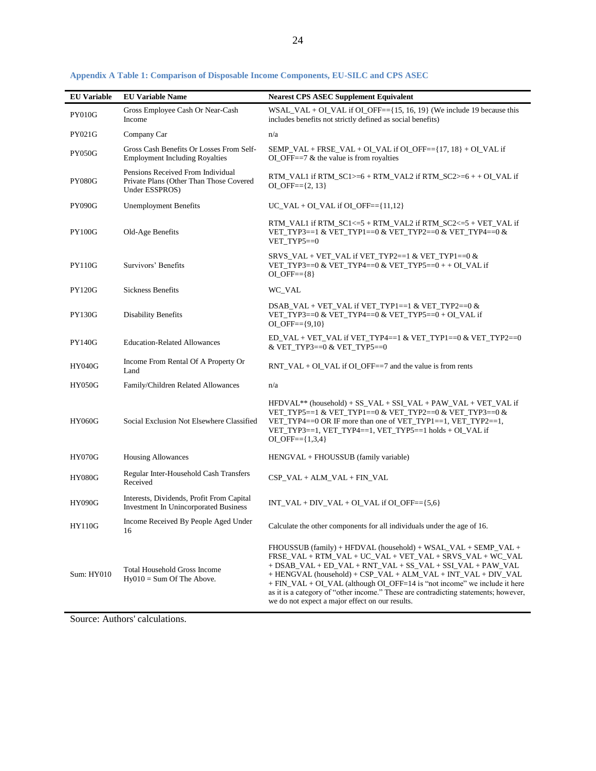**Appendix A Table 1: Comparison of Disposable Income Components, EU-SILC and CPS ASEC**

| EU Variable | EU Variable Name | Nearest CPS ASEC Supplement Equivalent |
|---|---|---|
| PY010G | Gross Employee Cash Or Near-Cash Income | WSAL_VAL + OI_VAL if OI_OFF=={15, 16, 19} (We include 19 because this includes benefits not strictly defined as social benefits) |
| PY021G | Company Car | n/a |
| PY050G | Gross Cash Benefits Or Losses From Self-Employment Including Royalties | SEMP_VAL + FRSE_VAL + OI_VAL if OI_OFF=={17, 18} + OI_VAL if OI_OFF==7 & the value is from royalties |
| PY080G | Pensions Received From Individual Private Plans (Other Than Those Covered Under ESSPROS) | RTM_VAL1 if RTM_SC1>=6 + RTM_VAL2 if RTM_SC2>=6 + + OI_VAL if OI_OFF=={2, 13} |
| PY090G | Unemployment Benefits | UC_VAL + OI_VAL if OI_OFF=={11,12} |
| PY100G | Old-Age Benefits | RTM_VAL1 if RTM_SC1<=5 + RTM_VAL2 if RTM_SC2<=5 + VET_VAL if VET_TYP3==1 & VET_TYP1==0 & VET_TYP2==0 & VET_TYP4==0 & VET_TYP5==0 |
| PY110G | Survivors' Benefits | SRVS_VAL + VET_VAL if VET_TYP2==1 & VET_TYP1==0 & VET_TYP3==0 & VET_TYP4==0 & VET_TYP5==0 + + OI_VAL if OI_OFF=={8} |
| PY120G | Sickness Benefits | WC_VAL |
| PY130G | Disability Benefits | DSAB_VAL + VET_VAL if VET_TYP1==1 & VET_TYP2==0 & VET_TYP3==0 & VET_TYP4==0 & VET_TYP5==0 + OI_VAL if OI_OFF=={9,10} |
| PY140G | Education-Related Allowances | ED_VAL + VET_VAL if VET_TYP4==1 & VET_TYP1==0 & VET_TYP2==0 & VET_TYP3==0 & VET_TYP5==0 |
| HY040G | Income From Rental Of A Property Or Land | RNT_VAL + OI_VAL if OI_OFF==7 and the value is from rents |
| HY050G | Family/Children Related Allowances | n/a |
| HY060G | Social Exclusion Not Elsewhere Classified | HFDVAL** (household) + SS_VAL + SSI_VAL + PAW_VAL + VET_VAL if VET_TYP5==1 & VET_TYP1==0 & VET_TYP2==0 & VET_TYP3==0 & VET_TYP4==0 OR IF more than one of VET_TYP1==1, VET_TYP2==1, VET_TYP3==1, VET_TYP4==1, VET_TYP5==1 holds + OI_VAL if OI_OFF=={1,3,4} |
| HY070G | Housing Allowances | HENGVAL + FHOUSSUB (family variable) |
| HY080G | Regular Inter-Household Cash Transfers Received | CSP_VAL + ALM_VAL + FIN_VAL |
| HY090G | Interests, Dividends, Profit From Capital Investment In Unincorporated Business | INT_VAL + DIV_VAL + OI_VAL if OI_OFF=={5,6} |
| HY110G | Income Received By People Aged Under 16 | Calculate the other components for all individuals under the age of 16. |
| Sum: HY010 | Total Household Gross Income Hy010 = Sum Of The Above. | FHOUSSUB (family) + HFDVAL (household) + WSAL_VAL + SEMP_VAL + FRSE_VAL + RTM_VAL + UC_VAL + VET_VAL + SRVS_VAL + WC_VAL + DSAB_VAL + ED_VAL + RNT_VAL + SS_VAL + SSI_VAL + PAW_VAL + HENGVAL (household) + CSP_VAL + ALM_VAL + INT_VAL + DIV_VAL + FIN_VAL + OI_VAL (although OI_OFF=14 is "not income" we include it here as it is a category of "other income." These are contradicting statements; however, we do not expect a major effect on our results. |

Source: Authors' calculations.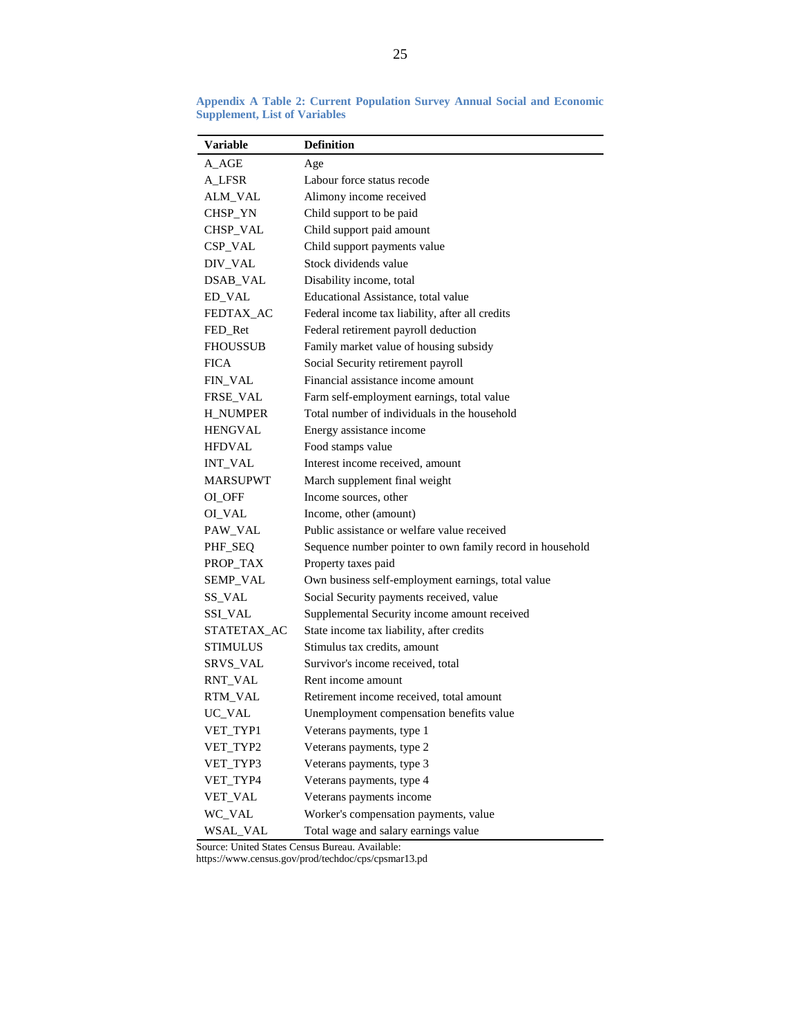**Appendix A Table 2: Current Population Survey Annual Social and Economic Supplement, List of Variables**

| Variable | Definition |
|---|---|
| A_AGE | Age |
| A_LFSR | Labour force status recode |
| ALM_VAL | Alimony income received |
| CHSP_YN | Child support to be paid |
| CHSP_VAL | Child support paid amount |
| CSP_VAL | Child support payments value |
| DIV_VAL | Stock dividends value |
| DSAB_VAL | Disability income, total |
| ED_VAL | Educational Assistance, total value |
| FEDTAX_AC | Federal income tax liability, after all credits |
| FED_Ret | Federal retirement payroll deduction |
| FHOUSSUB | Family market value of housing subsidy |
| FICA | Social Security retirement payroll |
| FIN_VAL | Financial assistance income amount |
| FRSE_VAL | Farm self-employment earnings, total value |
| H_NUMPER | Total number of individuals in the household |
| HENGVAL | Energy assistance income |
| HFDVAL | Food stamps value |
| INT_VAL | Interest income received, amount |
| MARSUPWT | March supplement final weight |
| OI_OFF | Income sources, other |
| OI_VAL | Income, other (amount) |
| PAW_VAL | Public assistance or welfare value received |
| PHF_SEQ | Sequence number pointer to own family record in household |
| PROP_TAX | Property taxes paid |
| SEMP_VAL | Own business self-employment earnings, total value |
| SS_VAL | Social Security payments received, value |
| SSI_VAL | Supplemental Security income amount received |
| STATETAX_AC | State income tax liability, after credits |
| STIMULUS | Stimulus tax credits, amount |
| SRVS_VAL | Survivor's income received, total |
| RNT_VAL | Rent income amount |
| RTM_VAL | Retirement income received, total amount |
| UC_VAL | Unemployment compensation benefits value |
| VET_TYP1 | Veterans payments, type 1 |
| VET_TYP2 | Veterans payments, type 2 |
| VET_TYP3 | Veterans payments, type 3 |
| VET_TYP4 | Veterans payments, type 4 |
| VET_VAL | Veterans payments income |
| WC_VAL | Worker's compensation payments, value |
| WSAL_VAL | Total wage and salary earnings value |

Source: United States Census Bureau. Available: https://www.census.gov/prod/techdoc/cps/cpsmar13.pd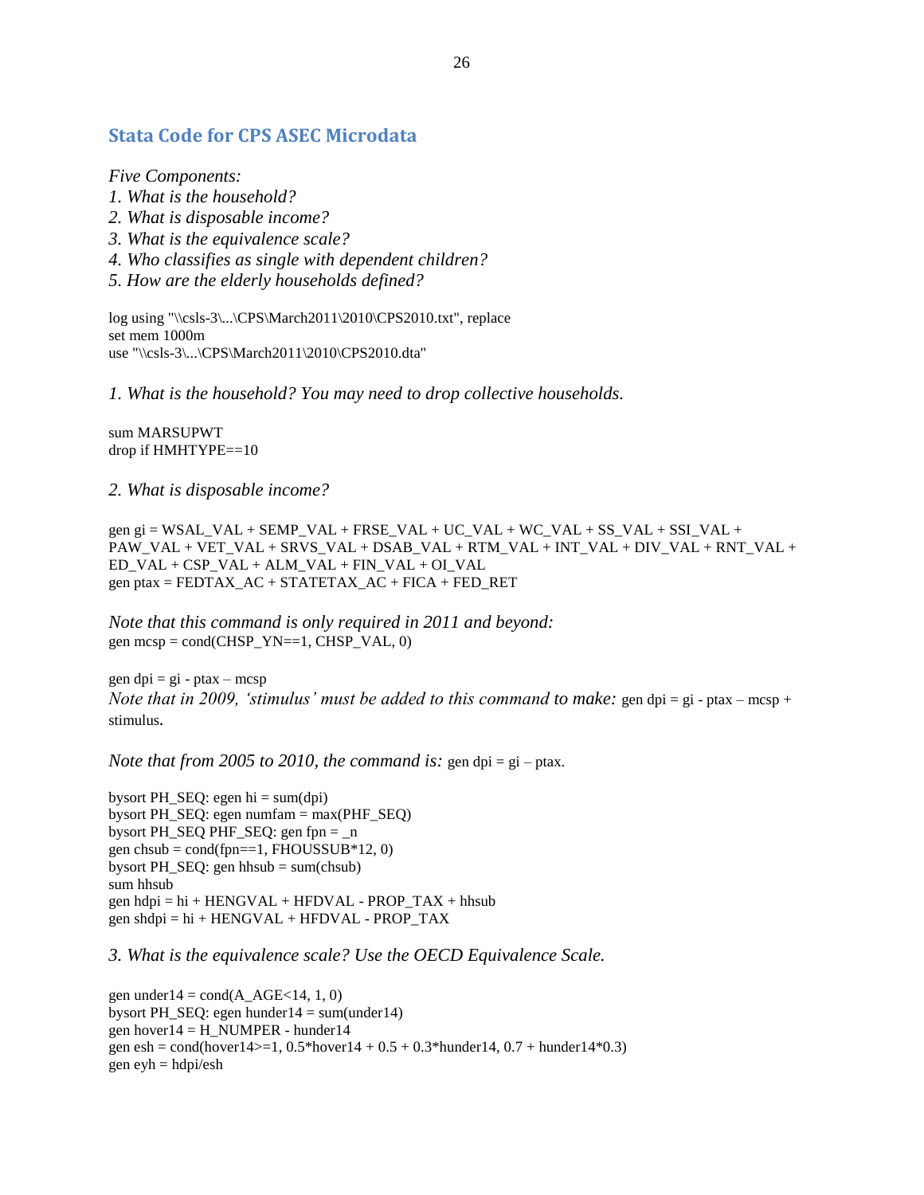## Stata Code for CPS ASEC Microdata

*Five Components:*
*1. What is the household?*
*2. What is disposable income?*
*3. What is the equivalence scale?*
*4. Who classifies as single with dependent children?*
*5. How are the elderly households defined?*

```
log using "\\csls-3\...\CPS\March2011\2010\CPS2010.txt", replace
set mem 1000m
use "\\csls-3\...\CPS\March2011\2010\CPS2010.dta"
```

*1. What is the household? You may need to drop collective households.*

```
sum MARSUPWT
drop if HMHTYPE==10
```

*2. What is disposable income?*

```
gen gi = WSAL_VAL + SEMP_VAL + FRSE_VAL + UC_VAL + WC_VAL + SS_VAL + SSI_VAL +
PAW_VAL + VET_VAL + SRVS_VAL + DSAB_VAL + RTM_VAL + INT_VAL + DIV_VAL + RNT_VAL +
ED_VAL + CSP_VAL + ALM_VAL + FIN_VAL + OI_VAL
gen ptax = FEDTAX_AC + STATETAX_AC + FICA + FED_RET
```

*Note that this command is only required in 2011 and beyond:*

```
gen mcsp = cond(CHSP_YN==1, CHSP_VAL, 0)
```

```
gen dpi = gi - ptax – mcsp
```

*Note that in 2009, 'stimulus' must be added to this command to make:* gen dpi = gi - ptax – mcsp + stimulus.

*Note that from 2005 to 2010, the command is:* gen dpi = gi – ptax.

```
bysort PH_SEQ: egen hi = sum(dpi)
bysort PH_SEQ: egen numfam = max(PHF_SEQ)
bysort PH_SEQ PHF_SEQ: gen fpn = _n
gen chsub = cond(fpn==1, FHOUSSUB*12, 0)
bysort PH_SEQ: gen hhsub = sum(chsub)
sum hhsub
gen hdpi = hi + HENGVAL + HFDVAL - PROP_TAX + hhsub
gen shdpi = hi + HENGVAL + HFDVAL - PROP_TAX
```

*3. What is the equivalence scale? Use the OECD Equivalence Scale.*

```
gen under14 = cond(A_AGE<14, 1, 0)
bysort PH_SEQ: egen hunder14 = sum(under14)
gen hover14 = H_NUMPER - hunder14
gen esh = cond(hover14>=1, 0.5*hover14 + 0.5 + 0.3*hunder14, 0.7 + hunder14*0.3)
gen eyh = hdpi/esh
```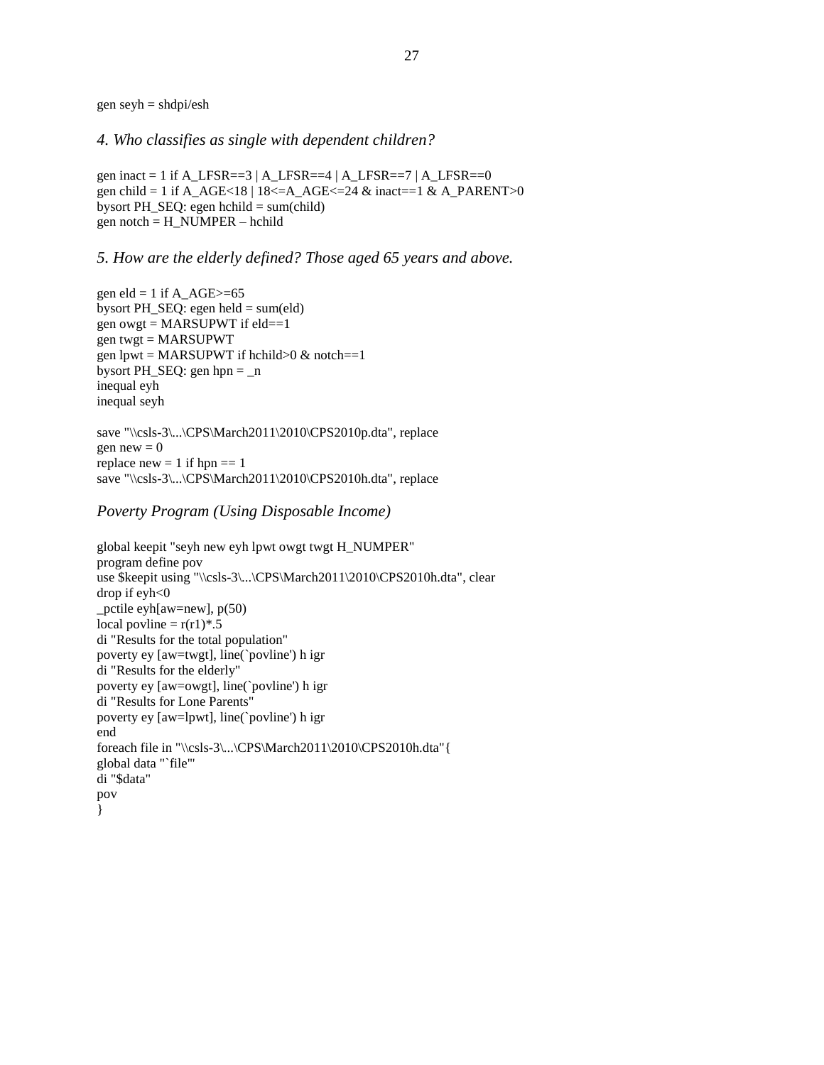```
gen seyh = shdpi/esh
```

*4. Who classifies as single with dependent children?*

```
gen inact = 1 if A_LFSR==3 | A_LFSR==4 | A_LFSR==7 | A_LFSR==0
gen child = 1 if A_AGE<18 | 18<=A_AGE<=24 & inact==1 & A_PARENT>0
bysort PH_SEQ: egen hchild = sum(child)
gen notch = H_NUMPER – hchild
```

*5. How are the elderly defined? Those aged 65 years and above.*

```
gen eld = 1 if A_AGE>=65
bysort PH_SEQ: egen held = sum(eld)
gen owgt = MARSUPWT if eld==1
gen twgt = MARSUPWT
gen lpwt = MARSUPWT if hchild>0 & notch==1
bysort PH_SEQ: gen hpn = _n
inequal eyh
inequal seyh

save "\\csls-3\...\CPS\March2011\2010\CPS2010p.dta", replace
gen new = 0
replace new = 1 if hpn == 1
save "\\csls-3\...\CPS\March2011\2010\CPS2010h.dta", replace
```

*Poverty Program (Using Disposable Income)*

```
global keepit "seyh new eyh lpwt owgt twgt H_NUMPER"
program define pov
use $keepit using "\\csls-3\...\CPS\March2011\2010\CPS2010h.dta", clear
drop if eyh<0
_pctile eyh[aw=new], p(50)
local povline = r(r1)*.5
di "Results for the total population"
poverty ey [aw=twgt], line(`povline') h igr
di "Results for the elderly"
poverty ey [aw=owgt], line(`povline') h igr
di "Results for Lone Parents"
poverty ey [aw=lpwt], line(`povline') h igr
end
foreach file in "\\csls-3\...\CPS\March2011\2010\CPS2010h.dta"{
global data "`file'"
di "$data"
pov
}
```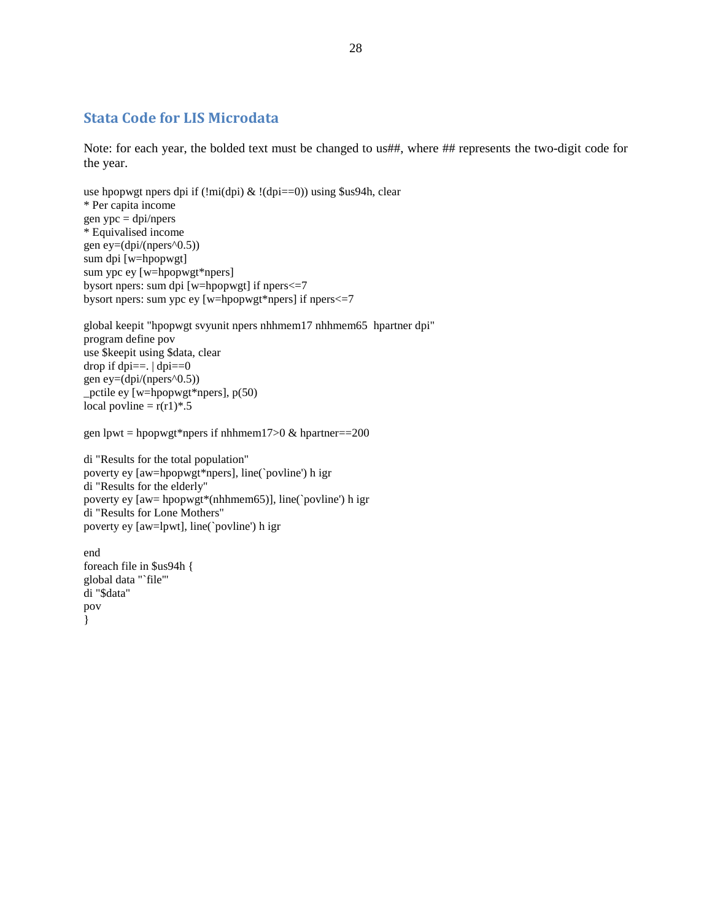## Stata Code for LIS Microdata

Note: for each year, the bolded text must be changed to us##, where ## represents the two-digit code for the year.

```
use hpopwgt npers dpi if (!mi(dpi) & !(dpi==0)) using $us94h, clear
* Per capita income
gen ypc = dpi/npers
* Equivalised income
gen ey=(dpi/(npers^0.5))
sum dpi [w=hpopwgt]
sum ypc ey [w=hpopwgt*npers]
bysort npers: sum dpi [w=hpopwgt] if npers<=7
bysort npers: sum ypc ey [w=hpopwgt*npers] if npers<=7

global keepit "hpopwgt svyunit npers nhhmem17 nhhmem65  hpartner dpi"
program define pov
use $keepit using $data, clear
drop if dpi==. | dpi==0
gen ey=(dpi/(npers^0.5))
_pctile ey [w=hpopwgt*npers], p(50)
local povline = r(r1)*.5

gen lpwt = hpopwgt*npers if nhhmem17>0 & hpartner==200

di "Results for the total population"
poverty ey [aw=hpopwgt*npers], line(`povline') h igr
di "Results for the elderly"
poverty ey [aw= hpopwgt*(nhhmem65)], line(`povline') h igr
di "Results for Lone Mothers"
poverty ey [aw=lpwt], line(`povline') h igr

end
foreach file in $us94h {
global data "`file'"
di "$data"
pov
}
```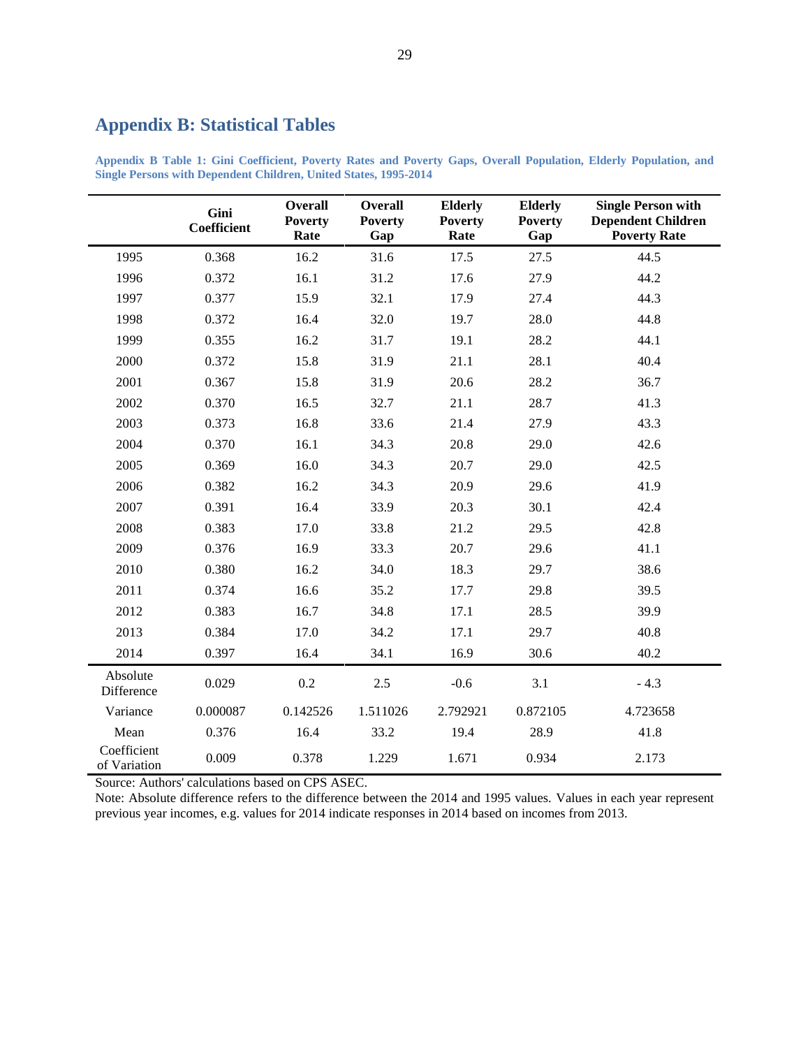# Appendix B: Statistical Tables

**Appendix B Table 1: Gini Coefficient, Poverty Rates and Poverty Gaps, Overall Population, Elderly Population, and Single Persons with Dependent Children, United States, 1995-2014**

| | Gini Coefficient | Overall Poverty Rate | Overall Poverty Gap | Elderly Poverty Rate | Elderly Poverty Gap | Single Person with Dependent Children Poverty Rate |
|---|---|---|---|---|---|---|
| 1995 | 0.368 | 16.2 | 31.6 | 17.5 | 27.5 | 44.5 |
| 1996 | 0.372 | 16.1 | 31.2 | 17.6 | 27.9 | 44.2 |
| 1997 | 0.377 | 15.9 | 32.1 | 17.9 | 27.4 | 44.3 |
| 1998 | 0.372 | 16.4 | 32.0 | 19.7 | 28.0 | 44.8 |
| 1999 | 0.355 | 16.2 | 31.7 | 19.1 | 28.2 | 44.1 |
| 2000 | 0.372 | 15.8 | 31.9 | 21.1 | 28.1 | 40.4 |
| 2001 | 0.367 | 15.8 | 31.9 | 20.6 | 28.2 | 36.7 |
| 2002 | 0.370 | 16.5 | 32.7 | 21.1 | 28.7 | 41.3 |
| 2003 | 0.373 | 16.8 | 33.6 | 21.4 | 27.9 | 43.3 |
| 2004 | 0.370 | 16.1 | 34.3 | 20.8 | 29.0 | 42.6 |
| 2005 | 0.369 | 16.0 | 34.3 | 20.7 | 29.0 | 42.5 |
| 2006 | 0.382 | 16.2 | 34.3 | 20.9 | 29.6 | 41.9 |
| 2007 | 0.391 | 16.4 | 33.9 | 20.3 | 30.1 | 42.4 |
| 2008 | 0.383 | 17.0 | 33.8 | 21.2 | 29.5 | 42.8 |
| 2009 | 0.376 | 16.9 | 33.3 | 20.7 | 29.6 | 41.1 |
| 2010 | 0.380 | 16.2 | 34.0 | 18.3 | 29.7 | 38.6 |
| 2011 | 0.374 | 16.6 | 35.2 | 17.7 | 29.8 | 39.5 |
| 2012 | 0.383 | 16.7 | 34.8 | 17.1 | 28.5 | 39.9 |
| 2013 | 0.384 | 17.0 | 34.2 | 17.1 | 29.7 | 40.8 |
| 2014 | 0.397 | 16.4 | 34.1 | 16.9 | 30.6 | 40.2 |
| Absolute Difference | 0.029 | 0.2 | 2.5 | -0.6 | 3.1 | - 4.3 |
| Variance | 0.000087 | 0.142526 | 1.511026 | 2.792921 | 0.872105 | 4.723658 |
| Mean | 0.376 | 16.4 | 33.2 | 19.4 | 28.9 | 41.8 |
| Coefficient of Variation | 0.009 | 0.378 | 1.229 | 1.671 | 0.934 | 2.173 |

Source: Authors' calculations based on CPS ASEC.

Note: Absolute difference refers to the difference between the 2014 and 1995 values. Values in each year represent previous year incomes, e.g. values for 2014 indicate responses in 2014 based on incomes from 2013.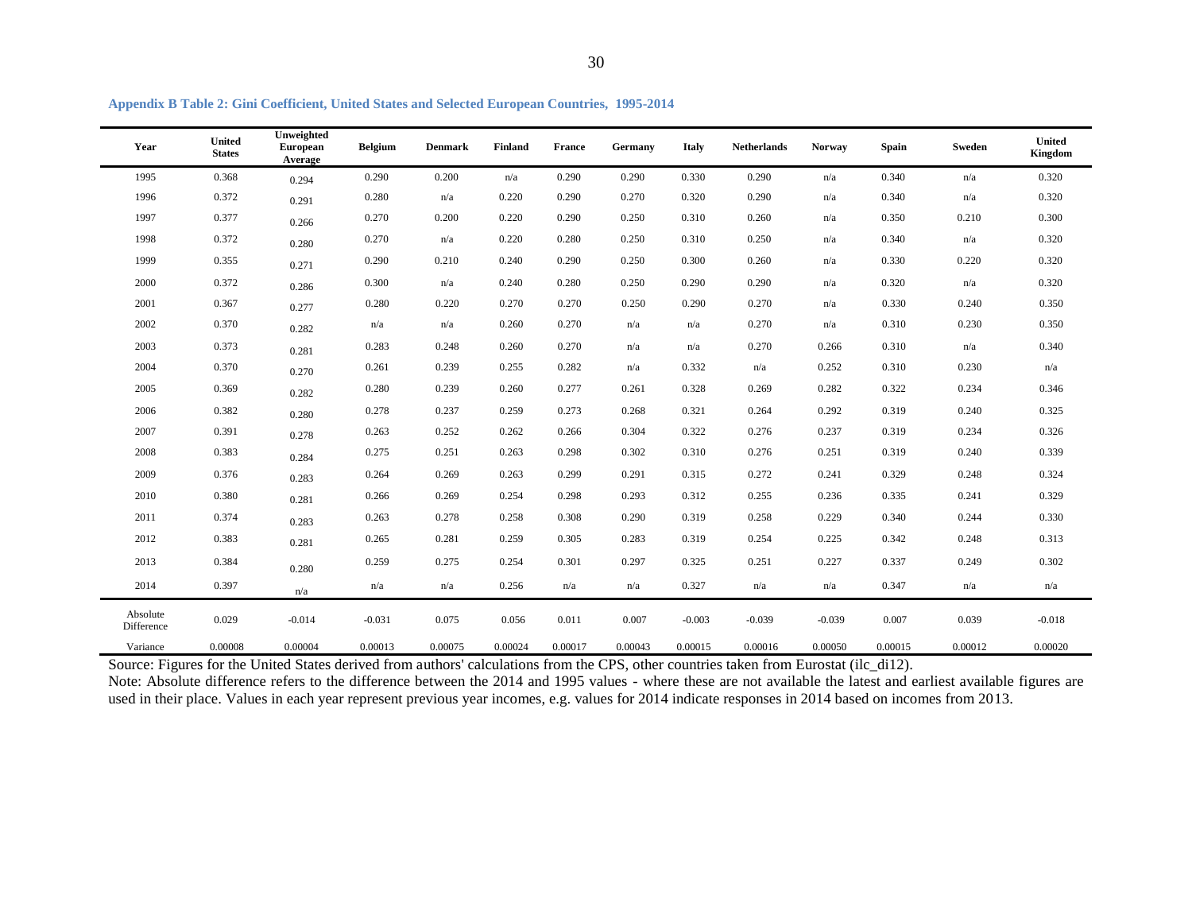**Appendix B Table 2: Gini Coefficient, United States and Selected European Countries, 1995-2014**

| Year | United States | Unweighted European Average | Belgium | Denmark | Finland | France | Germany | Italy | Netherlands | Norway | Spain | Sweden | United Kingdom |
|---|---|---|---|---|---|---|---|---|---|---|---|---|---|
| 1995 | 0.368 | 0.294 | 0.290 | 0.200 | n/a | 0.290 | 0.290 | 0.330 | 0.290 | n/a | 0.340 | n/a | 0.320 |
| 1996 | 0.372 | 0.291 | 0.280 | n/a | 0.220 | 0.290 | 0.270 | 0.320 | 0.290 | n/a | 0.340 | n/a | 0.320 |
| 1997 | 0.377 | 0.266 | 0.270 | 0.200 | 0.220 | 0.290 | 0.250 | 0.310 | 0.260 | n/a | 0.350 | 0.210 | 0.300 |
| 1998 | 0.372 | 0.280 | 0.270 | n/a | 0.220 | 0.280 | 0.250 | 0.310 | 0.250 | n/a | 0.340 | n/a | 0.320 |
| 1999 | 0.355 | 0.271 | 0.290 | 0.210 | 0.240 | 0.290 | 0.250 | 0.300 | 0.260 | n/a | 0.330 | 0.220 | 0.320 |
| 2000 | 0.372 | 0.286 | 0.300 | n/a | 0.240 | 0.280 | 0.250 | 0.290 | 0.290 | n/a | 0.320 | n/a | 0.320 |
| 2001 | 0.367 | 0.277 | 0.280 | 0.220 | 0.270 | 0.270 | 0.250 | 0.290 | 0.270 | n/a | 0.330 | 0.240 | 0.350 |
| 2002 | 0.370 | 0.282 | n/a | n/a | 0.260 | 0.270 | n/a | n/a | 0.270 | n/a | 0.310 | 0.230 | 0.350 |
| 2003 | 0.373 | 0.281 | 0.283 | 0.248 | 0.260 | 0.270 | n/a | n/a | 0.270 | 0.266 | 0.310 | n/a | 0.340 |
| 2004 | 0.370 | 0.270 | 0.261 | 0.239 | 0.255 | 0.282 | n/a | 0.332 | n/a | 0.252 | 0.310 | 0.230 | n/a |
| 2005 | 0.369 | 0.282 | 0.280 | 0.239 | 0.260 | 0.277 | 0.261 | 0.328 | 0.269 | 0.282 | 0.322 | 0.234 | 0.346 |
| 2006 | 0.382 | 0.280 | 0.278 | 0.237 | 0.259 | 0.273 | 0.268 | 0.321 | 0.264 | 0.292 | 0.319 | 0.240 | 0.325 |
| 2007 | 0.391 | 0.278 | 0.263 | 0.252 | 0.262 | 0.266 | 0.304 | 0.322 | 0.276 | 0.237 | 0.319 | 0.234 | 0.326 |
| 2008 | 0.383 | 0.284 | 0.275 | 0.251 | 0.263 | 0.298 | 0.302 | 0.310 | 0.276 | 0.251 | 0.319 | 0.240 | 0.339 |
| 2009 | 0.376 | 0.283 | 0.264 | 0.269 | 0.263 | 0.299 | 0.291 | 0.315 | 0.272 | 0.241 | 0.329 | 0.248 | 0.324 |
| 2010 | 0.380 | 0.281 | 0.266 | 0.269 | 0.254 | 0.298 | 0.293 | 0.312 | 0.255 | 0.236 | 0.335 | 0.241 | 0.329 |
| 2011 | 0.374 | 0.283 | 0.263 | 0.278 | 0.258 | 0.308 | 0.290 | 0.319 | 0.258 | 0.229 | 0.340 | 0.244 | 0.330 |
| 2012 | 0.383 | 0.281 | 0.265 | 0.281 | 0.259 | 0.305 | 0.283 | 0.319 | 0.254 | 0.225 | 0.342 | 0.248 | 0.313 |
| 2013 | 0.384 | 0.280 | 0.259 | 0.275 | 0.254 | 0.301 | 0.297 | 0.325 | 0.251 | 0.227 | 0.337 | 0.249 | 0.302 |
| 2014 | 0.397 | n/a | n/a | n/a | 0.256 | n/a | n/a | 0.327 | n/a | n/a | 0.347 | n/a | n/a |
| Absolute Difference | 0.029 | -0.014 | -0.031 | 0.075 | 0.056 | 0.011 | 0.007 | -0.003 | -0.039 | -0.039 | 0.007 | 0.039 | -0.018 |
| Variance | 0.00008 | 0.00004 | 0.00013 | 0.00075 | 0.00024 | 0.00017 | 0.00043 | 0.00015 | 0.00016 | 0.00050 | 0.00015 | 0.00012 | 0.00020 |

Source: Figures for the United States derived from authors' calculations from the CPS, other countries taken from Eurostat (ilc_di12).

Note: Absolute difference refers to the difference between the 2014 and 1995 values - where these are not available the latest and earliest available figures are used in their place. Values in each year represent previous year incomes, e.g. values for 2014 indicate responses in 2014 based on incomes from 2013.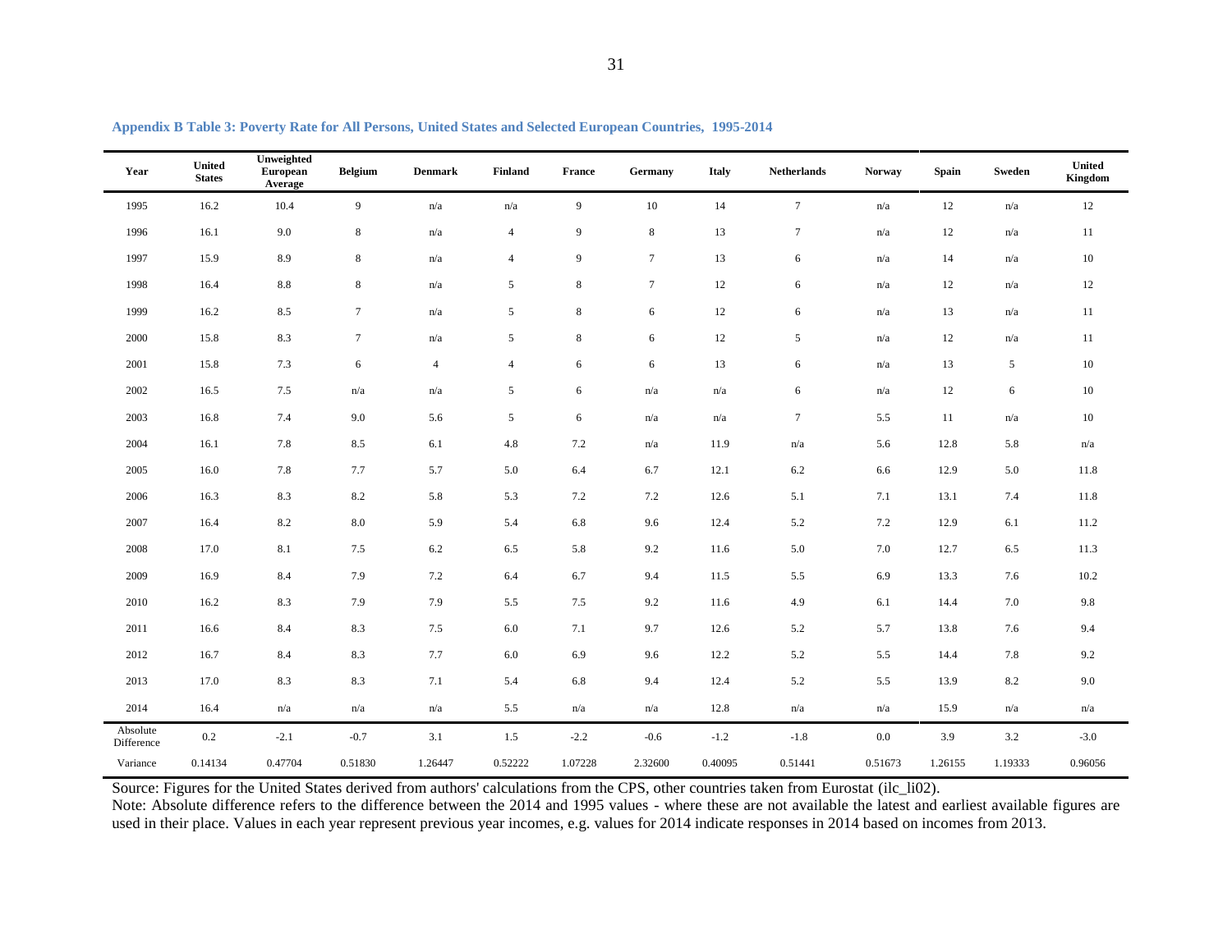**Appendix B Table 3: Poverty Rate for All Persons, United States and Selected European Countries, 1995-2014**

| Year | United States | Unweighted European Average | Belgium | Denmark | Finland | France | Germany | Italy | Netherlands | Norway | Spain | Sweden | United Kingdom |
|---|---|---|---|---|---|---|---|---|---|---|---|---|---|
| 1995 | 16.2 | 10.4 | 9 | n/a | n/a | 9 | 10 | 14 | 7 | n/a | 12 | n/a | 12 |
| 1996 | 16.1 | 9.0 | 8 | n/a | 4 | 9 | 8 | 13 | 7 | n/a | 12 | n/a | 11 |
| 1997 | 15.9 | 8.9 | 8 | n/a | 4 | 9 | 7 | 13 | 6 | n/a | 14 | n/a | 10 |
| 1998 | 16.4 | 8.8 | 8 | n/a | 5 | 8 | 7 | 12 | 6 | n/a | 12 | n/a | 12 |
| 1999 | 16.2 | 8.5 | 7 | n/a | 5 | 8 | 6 | 12 | 6 | n/a | 13 | n/a | 11 |
| 2000 | 15.8 | 8.3 | 7 | n/a | 5 | 8 | 6 | 12 | 5 | n/a | 12 | n/a | 11 |
| 2001 | 15.8 | 7.3 | 6 | 4 | 4 | 6 | 6 | 13 | 6 | n/a | 13 | 5 | 10 |
| 2002 | 16.5 | 7.5 | n/a | n/a | 5 | 6 | n/a | n/a | 6 | n/a | 12 | 6 | 10 |
| 2003 | 16.8 | 7.4 | 9.0 | 5.6 | 5 | 6 | n/a | n/a | 7 | 5.5 | 11 | n/a | 10 |
| 2004 | 16.1 | 7.8 | 8.5 | 6.1 | 4.8 | 7.2 | n/a | 11.9 | n/a | 5.6 | 12.8 | 5.8 | n/a |
| 2005 | 16.0 | 7.8 | 7.7 | 5.7 | 5.0 | 6.4 | 6.7 | 12.1 | 6.2 | 6.6 | 12.9 | 5.0 | 11.8 |
| 2006 | 16.3 | 8.3 | 8.2 | 5.8 | 5.3 | 7.2 | 7.2 | 12.6 | 5.1 | 7.1 | 13.1 | 7.4 | 11.8 |
| 2007 | 16.4 | 8.2 | 8.0 | 5.9 | 5.4 | 6.8 | 9.6 | 12.4 | 5.2 | 7.2 | 12.9 | 6.1 | 11.2 |
| 2008 | 17.0 | 8.1 | 7.5 | 6.2 | 6.5 | 5.8 | 9.2 | 11.6 | 5.0 | 7.0 | 12.7 | 6.5 | 11.3 |
| 2009 | 16.9 | 8.4 | 7.9 | 7.2 | 6.4 | 6.7 | 9.4 | 11.5 | 5.5 | 6.9 | 13.3 | 7.6 | 10.2 |
| 2010 | 16.2 | 8.3 | 7.9 | 7.9 | 5.5 | 7.5 | 9.2 | 11.6 | 4.9 | 6.1 | 14.4 | 7.0 | 9.8 |
| 2011 | 16.6 | 8.4 | 8.3 | 7.5 | 6.0 | 7.1 | 9.7 | 12.6 | 5.2 | 5.7 | 13.8 | 7.6 | 9.4 |
| 2012 | 16.7 | 8.4 | 8.3 | 7.7 | 6.0 | 6.9 | 9.6 | 12.2 | 5.2 | 5.5 | 14.4 | 7.8 | 9.2 |
| 2013 | 17.0 | 8.3 | 8.3 | 7.1 | 5.4 | 6.8 | 9.4 | 12.4 | 5.2 | 5.5 | 13.9 | 8.2 | 9.0 |
| 2014 | 16.4 | n/a | n/a | n/a | 5.5 | n/a | n/a | 12.8 | n/a | n/a | 15.9 | n/a | n/a |
| Absolute Difference | 0.2 | -2.1 | -0.7 | 3.1 | 1.5 | -2.2 | -0.6 | -1.2 | -1.8 | 0.0 | 3.9 | 3.2 | -3.0 |
| Variance | 0.14134 | 0.47704 | 0.51830 | 1.26447 | 0.52222 | 1.07228 | 2.32600 | 0.40095 | 0.51441 | 0.51673 | 1.26155 | 1.19333 | 0.96056 |

Source: Figures for the United States derived from authors' calculations from the CPS, other countries taken from Eurostat (ilc_li02).

Note: Absolute difference refers to the difference between the 2014 and 1995 values - where these are not available the latest and earliest available figures are used in their place. Values in each year represent previous year incomes, e.g. values for 2014 indicate responses in 2014 based on incomes from 2013.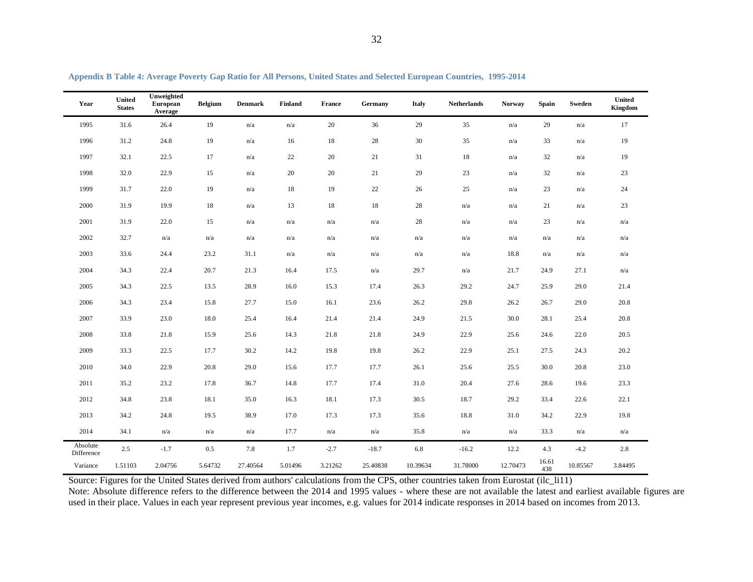**Appendix B Table 4: Average Poverty Gap Ratio for All Persons, United States and Selected European Countries, 1995-2014**

| Year | United States | Unweighted European Average | Belgium | Denmark | Finland | France | Germany | Italy | Netherlands | Norway | Spain | Sweden | United Kingdom |
|---|---|---|---|---|---|---|---|---|---|---|---|---|---|
| 1995 | 31.6 | 26.4 | 19 | n/a | n/a | 20 | 36 | 29 | 35 | n/a | 29 | n/a | 17 |
| 1996 | 31.2 | 24.8 | 19 | n/a | 16 | 18 | 28 | 30 | 35 | n/a | 33 | n/a | 19 |
| 1997 | 32.1 | 22.5 | 17 | n/a | 22 | 20 | 21 | 31 | 18 | n/a | 32 | n/a | 19 |
| 1998 | 32.0 | 22.9 | 15 | n/a | 20 | 20 | 21 | 29 | 23 | n/a | 32 | n/a | 23 |
| 1999 | 31.7 | 22.0 | 19 | n/a | 18 | 19 | 22 | 26 | 25 | n/a | 23 | n/a | 24 |
| 2000 | 31.9 | 19.9 | 18 | n/a | 13 | 18 | 18 | 28 | n/a | n/a | 21 | n/a | 23 |
| 2001 | 31.9 | 22.0 | 15 | n/a | n/a | n/a | n/a | 28 | n/a | n/a | 23 | n/a | n/a |
| 2002 | 32.7 | n/a | n/a | n/a | n/a | n/a | n/a | n/a | n/a | n/a | n/a | n/a | n/a |
| 2003 | 33.6 | 24.4 | 23.2 | 31.1 | n/a | n/a | n/a | n/a | n/a | 18.8 | n/a | n/a | n/a |
| 2004 | 34.3 | 22.4 | 20.7 | 21.3 | 16.4 | 17.5 | n/a | 29.7 | n/a | 21.7 | 24.9 | 27.1 | n/a |
| 2005 | 34.3 | 22.5 | 13.5 | 28.9 | 16.0 | 15.3 | 17.4 | 26.3 | 29.2 | 24.7 | 25.9 | 29.0 | 21.4 |
| 2006 | 34.3 | 23.4 | 15.8 | 27.7 | 15.0 | 16.1 | 23.6 | 26.2 | 29.8 | 26.2 | 26.7 | 29.0 | 20.8 |
| 2007 | 33.9 | 23.0 | 18.0 | 25.4 | 16.4 | 21.4 | 21.4 | 24.9 | 21.5 | 30.0 | 28.1 | 25.4 | 20.8 |
| 2008 | 33.8 | 21.8 | 15.9 | 25.6 | 14.3 | 21.8 | 21.8 | 24.9 | 22.9 | 25.6 | 24.6 | 22.0 | 20.5 |
| 2009 | 33.3 | 22.5 | 17.7 | 30.2 | 14.2 | 19.8 | 19.8 | 26.2 | 22.9 | 25.1 | 27.5 | 24.3 | 20.2 |
| 2010 | 34.0 | 22.9 | 20.8 | 29.0 | 15.6 | 17.7 | 17.7 | 26.1 | 25.6 | 25.5 | 30.0 | 20.8 | 23.0 |
| 2011 | 35.2 | 23.2 | 17.8 | 36.7 | 14.8 | 17.7 | 17.4 | 31.0 | 20.4 | 27.6 | 28.6 | 19.6 | 23.3 |
| 2012 | 34.8 | 23.8 | 18.1 | 35.0 | 16.3 | 18.1 | 17.3 | 30.5 | 18.7 | 29.2 | 33.4 | 22.6 | 22.1 |
| 2013 | 34.2 | 24.8 | 19.5 | 38.9 | 17.0 | 17.3 | 17.3 | 35.6 | 18.8 | 31.0 | 34.2 | 22.9 | 19.8 |
| 2014 | 34.1 | n/a | n/a | n/a | 17.7 | n/a | n/a | 35.8 | n/a | n/a | 33.3 | n/a | n/a |
| Absolute Difference | 2.5 | -1.7 | 0.5 | 7.8 | 1.7 | -2.7 | -18.7 | 6.8 | -16.2 | 12.2 | 4.3 | -4.2 | 2.8 |
| Variance | 1.51103 | 2.04756 | 5.64732 | 27.40564 | 5.01496 | 3.21262 | 25.40838 | 10.39634 | 31.78000 | 12.70473 | 16.61438 | 10.85567 | 3.84495 |

Source: Figures for the United States derived from authors' calculations from the CPS, other countries taken from Eurostat (ilc_li11)

Note: Absolute difference refers to the difference between the 2014 and 1995 values - where these are not available the latest and earliest available figures are used in their place. Values in each year represent previous year incomes, e.g. values for 2014 indicate responses in 2014 based on incomes from 2013.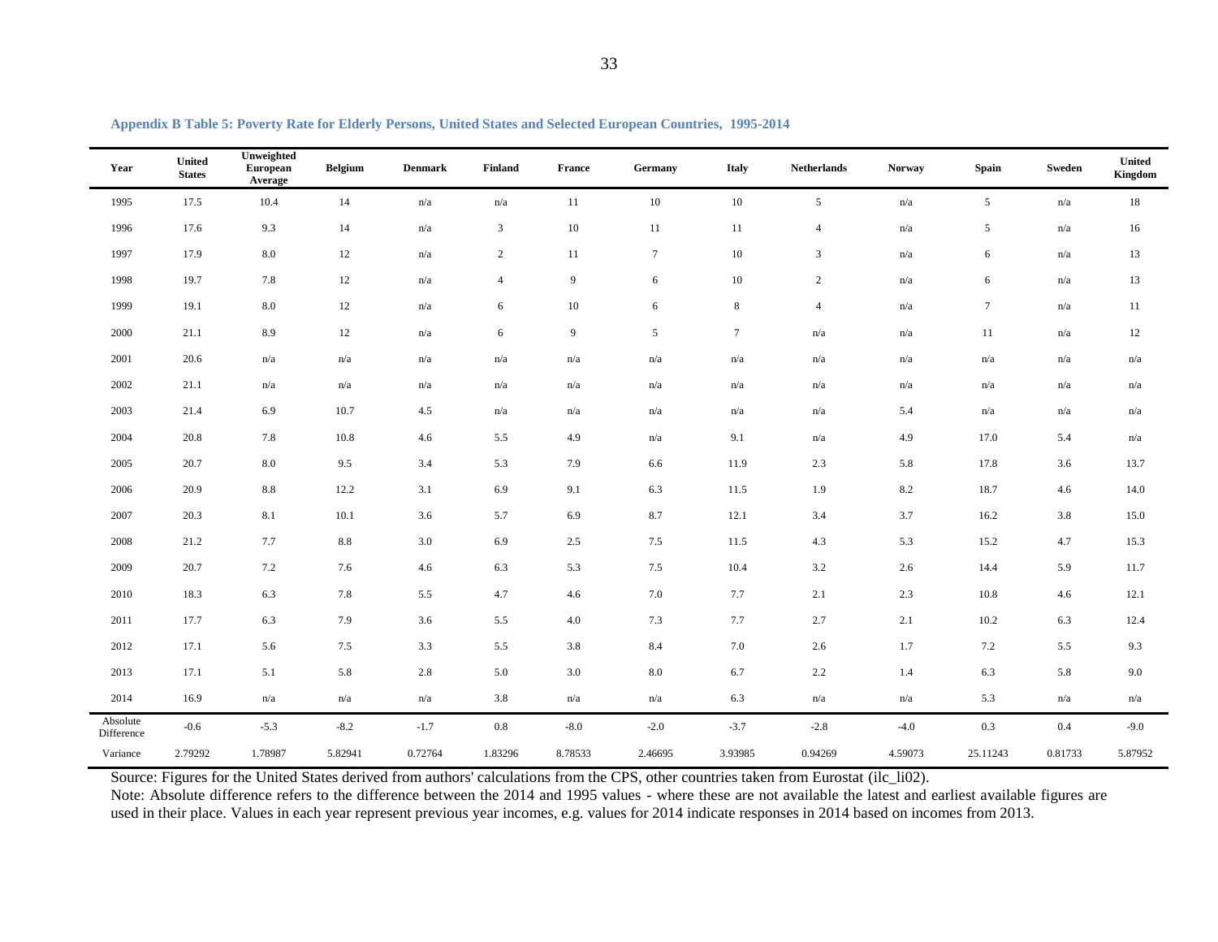**Appendix B Table 5: Poverty Rate for Elderly Persons, United States and Selected European Countries, 1995-2014**

| Year | United States | Unweighted European Average | Belgium | Denmark | Finland | France | Germany | Italy | Netherlands | Norway | Spain | Sweden | United Kingdom |
|---|---|---|---|---|---|---|---|---|---|---|---|---|---|
| 1995 | 17.5 | 10.4 | 14 | n/a | n/a | 11 | 10 | 10 | 5 | n/a | 5 | n/a | 18 |
| 1996 | 17.6 | 9.3 | 14 | n/a | 3 | 10 | 11 | 11 | 4 | n/a | 5 | n/a | 16 |
| 1997 | 17.9 | 8.0 | 12 | n/a | 2 | 11 | 7 | 10 | 3 | n/a | 6 | n/a | 13 |
| 1998 | 19.7 | 7.8 | 12 | n/a | 4 | 9 | 6 | 10 | 2 | n/a | 6 | n/a | 13 |
| 1999 | 19.1 | 8.0 | 12 | n/a | 6 | 10 | 6 | 8 | 4 | n/a | 7 | n/a | 11 |
| 2000 | 21.1 | 8.9 | 12 | n/a | 6 | 9 | 5 | 7 | n/a | n/a | 11 | n/a | 12 |
| 2001 | 20.6 | n/a | n/a | n/a | n/a | n/a | n/a | n/a | n/a | n/a | n/a | n/a | n/a |
| 2002 | 21.1 | n/a | n/a | n/a | n/a | n/a | n/a | n/a | n/a | n/a | n/a | n/a | n/a |
| 2003 | 21.4 | 6.9 | 10.7 | 4.5 | n/a | n/a | n/a | n/a | n/a | 5.4 | n/a | n/a | n/a |
| 2004 | 20.8 | 7.8 | 10.8 | 4.6 | 5.5 | 4.9 | n/a | 9.1 | n/a | 4.9 | 17.0 | 5.4 | n/a |
| 2005 | 20.7 | 8.0 | 9.5 | 3.4 | 5.3 | 7.9 | 6.6 | 11.9 | 2.3 | 5.8 | 17.8 | 3.6 | 13.7 |
| 2006 | 20.9 | 8.8 | 12.2 | 3.1 | 6.9 | 9.1 | 6.3 | 11.5 | 1.9 | 8.2 | 18.7 | 4.6 | 14.0 |
| 2007 | 20.3 | 8.1 | 10.1 | 3.6 | 5.7 | 6.9 | 8.7 | 12.1 | 3.4 | 3.7 | 16.2 | 3.8 | 15.0 |
| 2008 | 21.2 | 7.7 | 8.8 | 3.0 | 6.9 | 2.5 | 7.5 | 11.5 | 4.3 | 5.3 | 15.2 | 4.7 | 15.3 |
| 2009 | 20.7 | 7.2 | 7.6 | 4.6 | 6.3 | 5.3 | 7.5 | 10.4 | 3.2 | 2.6 | 14.4 | 5.9 | 11.7 |
| 2010 | 18.3 | 6.3 | 7.8 | 5.5 | 4.7 | 4.6 | 7.0 | 7.7 | 2.1 | 2.3 | 10.8 | 4.6 | 12.1 |
| 2011 | 17.7 | 6.3 | 7.9 | 3.6 | 5.5 | 4.0 | 7.3 | 7.7 | 2.7 | 2.1 | 10.2 | 6.3 | 12.4 |
| 2012 | 17.1 | 5.6 | 7.5 | 3.3 | 5.5 | 3.8 | 8.4 | 7.0 | 2.6 | 1.7 | 7.2 | 5.5 | 9.3 |
| 2013 | 17.1 | 5.1 | 5.8 | 2.8 | 5.0 | 3.0 | 8.0 | 6.7 | 2.2 | 1.4 | 6.3 | 5.8 | 9.0 |
| 2014 | 16.9 | n/a | n/a | n/a | 3.8 | n/a | n/a | 6.3 | n/a | n/a | 5.3 | n/a | n/a |
| Absolute Difference | -0.6 | -5.3 | -8.2 | -1.7 | 0.8 | -8.0 | -2.0 | -3.7 | -2.8 | -4.0 | 0.3 | 0.4 | -9.0 |
| Variance | 2.79292 | 1.78987 | 5.82941 | 0.72764 | 1.83296 | 8.78533 | 2.46695 | 3.93985 | 0.94269 | 4.59073 | 25.11243 | 0.81733 | 5.87952 |

Source: Figures for the United States derived from authors' calculations from the CPS, other countries taken from Eurostat (ilc_li02).

Note: Absolute difference refers to the difference between the 2014 and 1995 values - where these are not available the latest and earliest available figures are used in their place. Values in each year represent previous year incomes, e.g. values for 2014 indicate responses in 2014 based on incomes from 2013.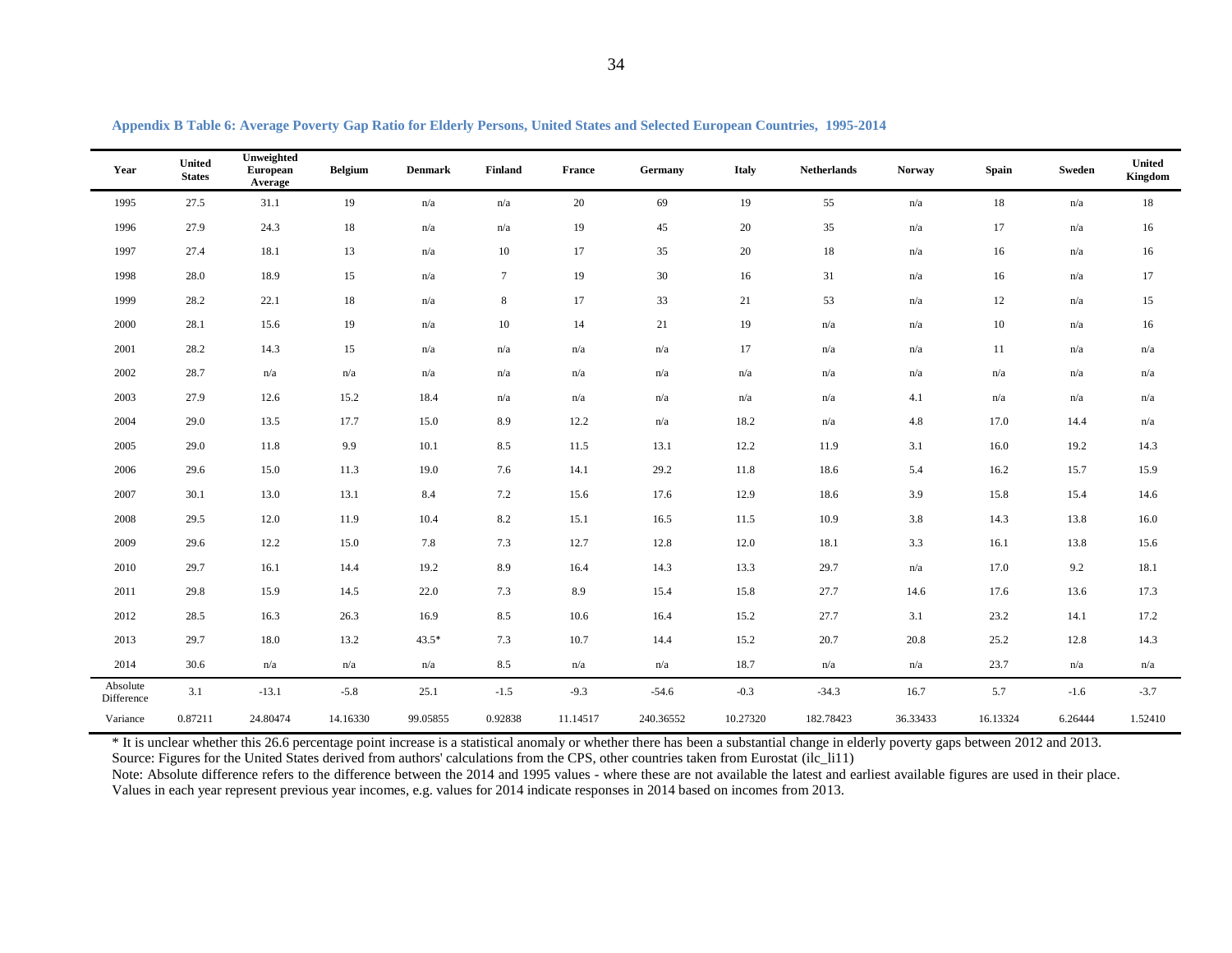**Appendix B Table 6: Average Poverty Gap Ratio for Elderly Persons, United States and Selected European Countries, 1995-2014**

| Year | United States | Unweighted European Average | Belgium | Denmark | Finland | France | Germany | Italy | Netherlands | Norway | Spain | Sweden | United Kingdom |
|---|---|---|---|---|---|---|---|---|---|---|---|---|---|
| 1995 | 27.5 | 31.1 | 19 | n/a | n/a | 20 | 69 | 19 | 55 | n/a | 18 | n/a | 18 |
| 1996 | 27.9 | 24.3 | 18 | n/a | n/a | 19 | 45 | 20 | 35 | n/a | 17 | n/a | 16 |
| 1997 | 27.4 | 18.1 | 13 | n/a | 10 | 17 | 35 | 20 | 18 | n/a | 16 | n/a | 16 |
| 1998 | 28.0 | 18.9 | 15 | n/a | 7 | 19 | 30 | 16 | 31 | n/a | 16 | n/a | 17 |
| 1999 | 28.2 | 22.1 | 18 | n/a | 8 | 17 | 33 | 21 | 53 | n/a | 12 | n/a | 15 |
| 2000 | 28.1 | 15.6 | 19 | n/a | 10 | 14 | 21 | 19 | n/a | n/a | 10 | n/a | 16 |
| 2001 | 28.2 | 14.3 | 15 | n/a | n/a | n/a | n/a | 17 | n/a | n/a | 11 | n/a | n/a |
| 2002 | 28.7 | n/a | n/a | n/a | n/a | n/a | n/a | n/a | n/a | n/a | n/a | n/a | n/a |
| 2003 | 27.9 | 12.6 | 15.2 | 18.4 | n/a | n/a | n/a | n/a | n/a | 4.1 | n/a | n/a | n/a |
| 2004 | 29.0 | 13.5 | 17.7 | 15.0 | 8.9 | 12.2 | n/a | 18.2 | n/a | 4.8 | 17.0 | 14.4 | n/a |
| 2005 | 29.0 | 11.8 | 9.9 | 10.1 | 8.5 | 11.5 | 13.1 | 12.2 | 11.9 | 3.1 | 16.0 | 19.2 | 14.3 |
| 2006 | 29.6 | 15.0 | 11.3 | 19.0 | 7.6 | 14.1 | 29.2 | 11.8 | 18.6 | 5.4 | 16.2 | 15.7 | 15.9 |
| 2007 | 30.1 | 13.0 | 13.1 | 8.4 | 7.2 | 15.6 | 17.6 | 12.9 | 18.6 | 3.9 | 15.8 | 15.4 | 14.6 |
| 2008 | 29.5 | 12.0 | 11.9 | 10.4 | 8.2 | 15.1 | 16.5 | 11.5 | 10.9 | 3.8 | 14.3 | 13.8 | 16.0 |
| 2009 | 29.6 | 12.2 | 15.0 | 7.8 | 7.3 | 12.7 | 12.8 | 12.0 | 18.1 | 3.3 | 16.1 | 13.8 | 15.6 |
| 2010 | 29.7 | 16.1 | 14.4 | 19.2 | 8.9 | 16.4 | 14.3 | 13.3 | 29.7 | n/a | 17.0 | 9.2 | 18.1 |
| 2011 | 29.8 | 15.9 | 14.5 | 22.0 | 7.3 | 8.9 | 15.4 | 15.8 | 27.7 | 14.6 | 17.6 | 13.6 | 17.3 |
| 2012 | 28.5 | 16.3 | 26.3 | 16.9 | 8.5 | 10.6 | 16.4 | 15.2 | 27.7 | 3.1 | 23.2 | 14.1 | 17.2 |
| 2013 | 29.7 | 18.0 | 13.2 | 43.5* | 7.3 | 10.7 | 14.4 | 15.2 | 20.7 | 20.8 | 25.2 | 12.8 | 14.3 |
| 2014 | 30.6 | n/a | n/a | n/a | 8.5 | n/a | n/a | 18.7 | n/a | n/a | 23.7 | n/a | n/a |
| Absolute Difference | 3.1 | -13.1 | -5.8 | 25.1 | -1.5 | -9.3 | -54.6 | -0.3 | -34.3 | 16.7 | 5.7 | -1.6 | -3.7 |
| Variance | 0.87211 | 24.80474 | 14.16330 | 99.05855 | 0.92838 | 11.14517 | 240.36552 | 10.27320 | 182.78423 | 36.33433 | 16.13324 | 6.26444 | 1.52410 |

* It is unclear whether this 26.6 percentage point increase is a statistical anomaly or whether there has been a substantial change in elderly poverty gaps between 2012 and 2013.
Source: Figures for the United States derived from authors' calculations from the CPS, other countries taken from Eurostat (ilc_li11)
Note: Absolute difference refers to the difference between the 2014 and 1995 values - where these are not available the latest and earliest available figures are used in their place.
Values in each year represent previous year incomes, e.g. values for 2014 indicate responses in 2014 based on incomes from 2013.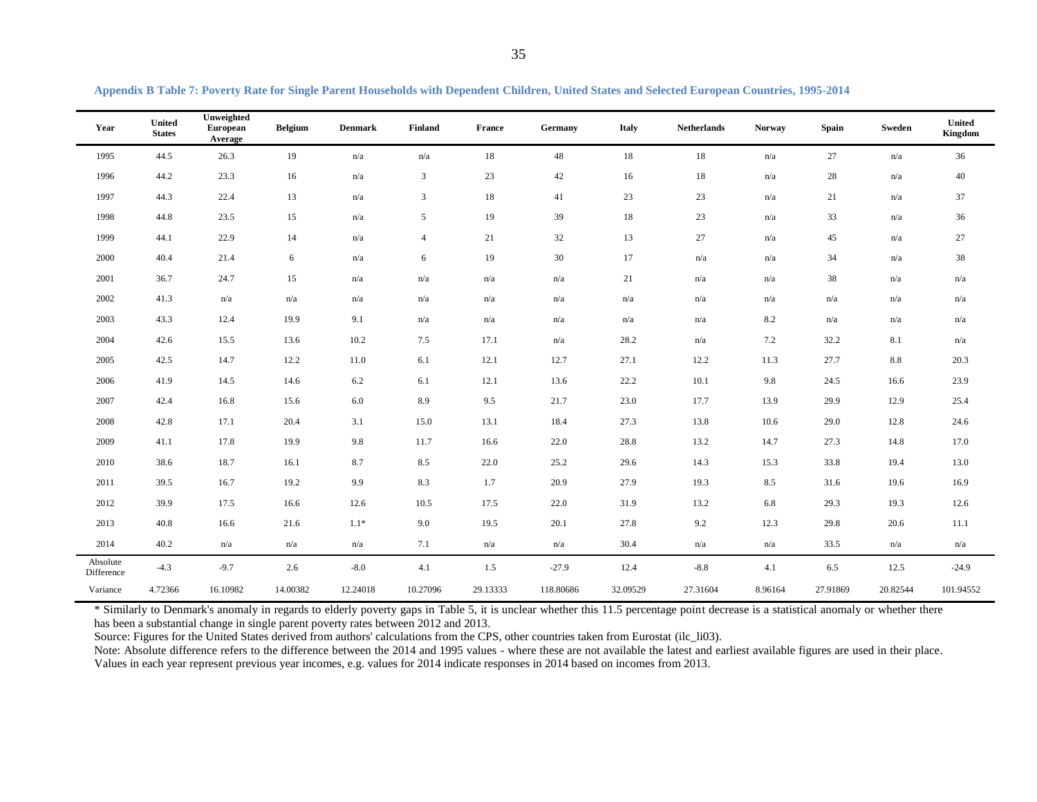**Appendix B Table 7: Poverty Rate for Single Parent Households with Dependent Children, United States and Selected European Countries, 1995-2014**

| Year | United States | Unweighted European Average | Belgium | Denmark | Finland | France | Germany | Italy | Netherlands | Norway | Spain | Sweden | United Kingdom |
|---|---|---|---|---|---|---|---|---|---|---|---|---|---|
| 1995 | 44.5 | 26.3 | 19 | n/a | n/a | 18 | 48 | 18 | 18 | n/a | 27 | n/a | 36 |
| 1996 | 44.2 | 23.3 | 16 | n/a | 3 | 23 | 42 | 16 | 18 | n/a | 28 | n/a | 40 |
| 1997 | 44.3 | 22.4 | 13 | n/a | 3 | 18 | 41 | 23 | 23 | n/a | 21 | n/a | 37 |
| 1998 | 44.8 | 23.5 | 15 | n/a | 5 | 19 | 39 | 18 | 23 | n/a | 33 | n/a | 36 |
| 1999 | 44.1 | 22.9 | 14 | n/a | 4 | 21 | 32 | 13 | 27 | n/a | 45 | n/a | 27 |
| 2000 | 40.4 | 21.4 | 6 | n/a | 6 | 19 | 30 | 17 | n/a | n/a | 34 | n/a | 38 |
| 2001 | 36.7 | 24.7 | 15 | n/a | n/a | n/a | n/a | 21 | n/a | n/a | 38 | n/a | n/a |
| 2002 | 41.3 | n/a | n/a | n/a | n/a | n/a | n/a | n/a | n/a | n/a | n/a | n/a | n/a |
| 2003 | 43.3 | 12.4 | 19.9 | 9.1 | n/a | n/a | n/a | n/a | n/a | 8.2 | n/a | n/a | n/a |
| 2004 | 42.6 | 15.5 | 13.6 | 10.2 | 7.5 | 17.1 | n/a | 28.2 | n/a | 7.2 | 32.2 | 8.1 | n/a |
| 2005 | 42.5 | 14.7 | 12.2 | 11.0 | 6.1 | 12.1 | 12.7 | 27.1 | 12.2 | 11.3 | 27.7 | 8.8 | 20.3 |
| 2006 | 41.9 | 14.5 | 14.6 | 6.2 | 6.1 | 12.1 | 13.6 | 22.2 | 10.1 | 9.8 | 24.5 | 16.6 | 23.9 |
| 2007 | 42.4 | 16.8 | 15.6 | 6.0 | 8.9 | 9.5 | 21.7 | 23.0 | 17.7 | 13.9 | 29.9 | 12.9 | 25.4 |
| 2008 | 42.8 | 17.1 | 20.4 | 3.1 | 15.0 | 13.1 | 18.4 | 27.3 | 13.8 | 10.6 | 29.0 | 12.8 | 24.6 |
| 2009 | 41.1 | 17.8 | 19.9 | 9.8 | 11.7 | 16.6 | 22.0 | 28.8 | 13.2 | 14.7 | 27.3 | 14.8 | 17.0 |
| 2010 | 38.6 | 18.7 | 16.1 | 8.7 | 8.5 | 22.0 | 25.2 | 29.6 | 14.3 | 15.3 | 33.8 | 19.4 | 13.0 |
| 2011 | 39.5 | 16.7 | 19.2 | 9.9 | 8.3 | 1.7 | 20.9 | 27.9 | 19.3 | 8.5 | 31.6 | 19.6 | 16.9 |
| 2012 | 39.9 | 17.5 | 16.6 | 12.6 | 10.5 | 17.5 | 22.0 | 31.9 | 13.2 | 6.8 | 29.3 | 19.3 | 12.6 |
| 2013 | 40.8 | 16.6 | 21.6 | 1.1* | 9.0 | 19.5 | 20.1 | 27.8 | 9.2 | 12.3 | 29.8 | 20.6 | 11.1 |
| 2014 | 40.2 | n/a | n/a | n/a | 7.1 | n/a | n/a | 30.4 | n/a | n/a | 33.5 | n/a | n/a |
| Absolute Difference | -4.3 | -9.7 | 2.6 | -8.0 | 4.1 | 1.5 | -27.9 | 12.4 | -8.8 | 4.1 | 6.5 | 12.5 | -24.9 |
| Variance | 4.72366 | 16.10982 | 14.00382 | 12.24018 | 10.27096 | 29.13333 | 118.80686 | 32.09529 | 27.31604 | 8.96164 | 27.91869 | 20.82544 | 101.94552 |

\* Similarly to Denmark's anomaly in regards to elderly poverty gaps in Table 5, it is unclear whether this 11.5 percentage point decrease is a statistical anomaly or whether there has been a substantial change in single parent poverty rates between 2012 and 2013.

Source: Figures for the United States derived from authors' calculations from the CPS, other countries taken from Eurostat (ilc_li03).

Note: Absolute difference refers to the difference between the 2014 and 1995 values - where these are not available the latest and earliest available figures are used in their place. Values in each year represent previous year incomes, e.g. values for 2014 indicate responses in 2014 based on incomes from 2013.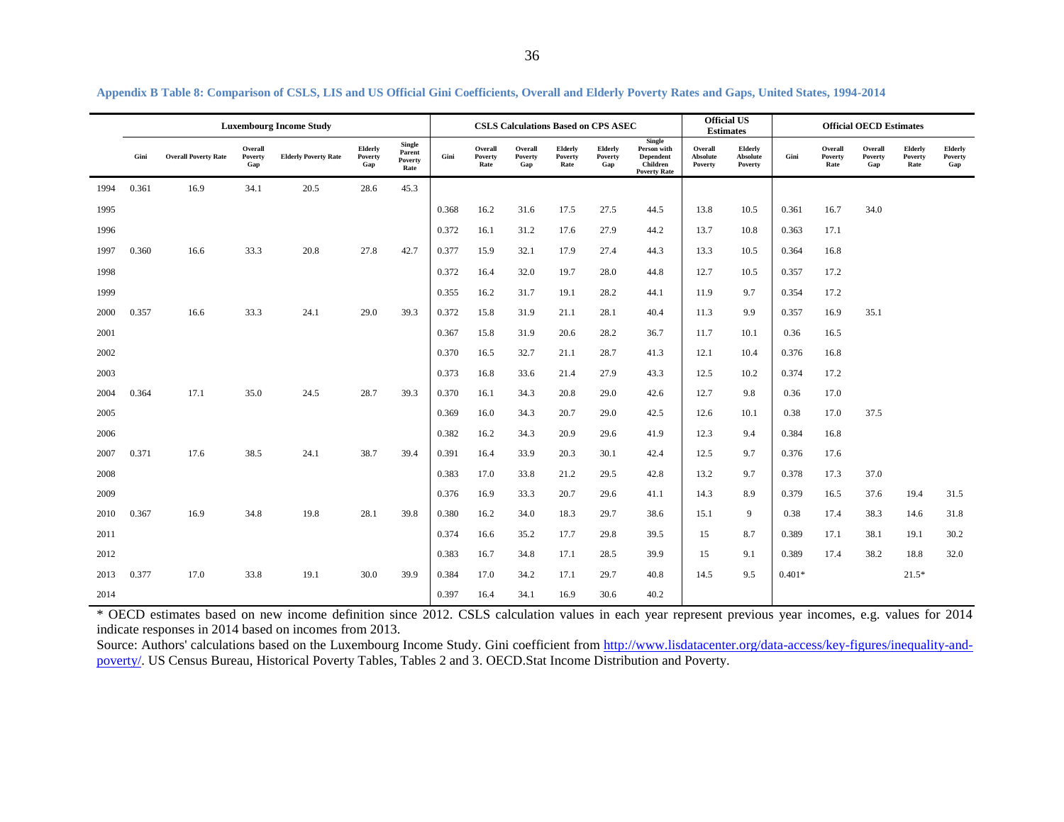### Appendix B Table 8: Comparison of CSLS, LIS and US Official Gini Coefficients, Overall and Elderly Poverty Rates and Gaps, United States, 1994-2014

| | Luxembourg Income Study | | | | | | CSLS Calculations Based on CPS ASEC | | | | | | Official US Estimates | | Official OECD Estimates | | | | |
|---|---|---|---|---|---|---|---|---|---|---|---|---|---|---|---|---|---|---|---|
| | Gini | Overall Poverty Rate | Overall Poverty Gap | Elderly Poverty Rate | Elderly Poverty Gap | Single Parent Poverty Rate | Gini | Overall Poverty Rate | Overall Poverty Gap | Elderly Poverty Rate | Elderly Poverty Gap | Single Person with Dependent Children Poverty Rate | Overall Absolute Poverty | Elderly Absolute Poverty | Gini | Overall Poverty Rate | Overall Poverty Gap | Elderly Poverty Rate | Elderly Poverty Gap |
| 1994 | 0.361 | 16.9 | 34.1 | 20.5 | 28.6 | 45.3 | | | | | | | | | | | | | |
| 1995 | | | | | | | 0.368 | 16.2 | 31.6 | 17.5 | 27.5 | 44.5 | 13.8 | 10.5 | 0.361 | 16.7 | 34.0 | | |
| 1996 | | | | | | | 0.372 | 16.1 | 31.2 | 17.6 | 27.9 | 44.2 | 13.7 | 10.8 | 0.363 | 17.1 | | | |
| 1997 | 0.360 | 16.6 | 33.3 | 20.8 | 27.8 | 42.7 | 0.377 | 15.9 | 32.1 | 17.9 | 27.4 | 44.3 | 13.3 | 10.5 | 0.364 | 16.8 | | | |
| 1998 | | | | | | | 0.372 | 16.4 | 32.0 | 19.7 | 28.0 | 44.8 | 12.7 | 10.5 | 0.357 | 17.2 | | | |
| 1999 | | | | | | | 0.355 | 16.2 | 31.7 | 19.1 | 28.2 | 44.1 | 11.9 | 9.7 | 0.354 | 17.2 | | | |
| 2000 | 0.357 | 16.6 | 33.3 | 24.1 | 29.0 | 39.3 | 0.372 | 15.8 | 31.9 | 21.1 | 28.1 | 40.4 | 11.3 | 9.9 | 0.357 | 16.9 | 35.1 | | |
| 2001 | | | | | | | 0.367 | 15.8 | 31.9 | 20.6 | 28.2 | 36.7 | 11.7 | 10.1 | 0.36 | 16.5 | | | |
| 2002 | | | | | | | 0.370 | 16.5 | 32.7 | 21.1 | 28.7 | 41.3 | 12.1 | 10.4 | 0.376 | 16.8 | | | |
| 2003 | | | | | | | 0.373 | 16.8 | 33.6 | 21.4 | 27.9 | 43.3 | 12.5 | 10.2 | 0.374 | 17.2 | | | |
| 2004 | 0.364 | 17.1 | 35.0 | 24.5 | 28.7 | 39.3 | 0.370 | 16.1 | 34.3 | 20.8 | 29.0 | 42.6 | 12.7 | 9.8 | 0.36 | 17.0 | | | |
| 2005 | | | | | | | 0.369 | 16.0 | 34.3 | 20.7 | 29.0 | 42.5 | 12.6 | 10.1 | 0.38 | 17.0 | 37.5 | | |
| 2006 | | | | | | | 0.382 | 16.2 | 34.3 | 20.9 | 29.6 | 41.9 | 12.3 | 9.4 | 0.384 | 16.8 | | | |
| 2007 | 0.371 | 17.6 | 38.5 | 24.1 | 38.7 | 39.4 | 0.391 | 16.4 | 33.9 | 20.3 | 30.1 | 42.4 | 12.5 | 9.7 | 0.376 | 17.6 | | | |
| 2008 | | | | | | | 0.383 | 17.0 | 33.8 | 21.2 | 29.5 | 42.8 | 13.2 | 9.7 | 0.378 | 17.3 | 37.0 | | |
| 2009 | | | | | | | 0.376 | 16.9 | 33.3 | 20.7 | 29.6 | 41.1 | 14.3 | 8.9 | 0.379 | 16.5 | 37.6 | 19.4 | 31.5 |
| 2010 | 0.367 | 16.9 | 34.8 | 19.8 | 28.1 | 39.8 | 0.380 | 16.2 | 34.0 | 18.3 | 29.7 | 38.6 | 15.1 | 9 | 0.38 | 17.4 | 38.3 | 14.6 | 31.8 |
| 2011 | | | | | | | 0.374 | 16.6 | 35.2 | 17.7 | 29.8 | 39.5 | 15 | 8.7 | 0.389 | 17.1 | 38.1 | 19.1 | 30.2 |
| 2012 | | | | | | | 0.383 | 16.7 | 34.8 | 17.1 | 28.5 | 39.9 | 15 | 9.1 | 0.389 | 17.4 | 38.2 | 18.8 | 32.0 |
| 2013 | 0.377 | 17.0 | 33.8 | 19.1 | 30.0 | 39.9 | 0.384 | 17.0 | 34.2 | 17.1 | 29.7 | 40.8 | 14.5 | 9.5 | 0.401* | | | 21.5* | |
| 2014 | | | | | | | 0.397 | 16.4 | 34.1 | 16.9 | 30.6 | 40.2 | | | | | | | |

* OECD estimates based on new income definition since 2012. CSLS calculation values in each year represent previous year incomes, e.g. values for 2014 indicate responses in 2014 based on incomes from 2013.

Source: Authors' calculations based on the Luxembourg Income Study. Gini coefficient from http://www.lisdatacenter.org/data-access/key-figures/inequality-and-poverty/. US Census Bureau, Historical Poverty Tables, Tables 2 and 3. OECD.Stat Income Distribution and Poverty.